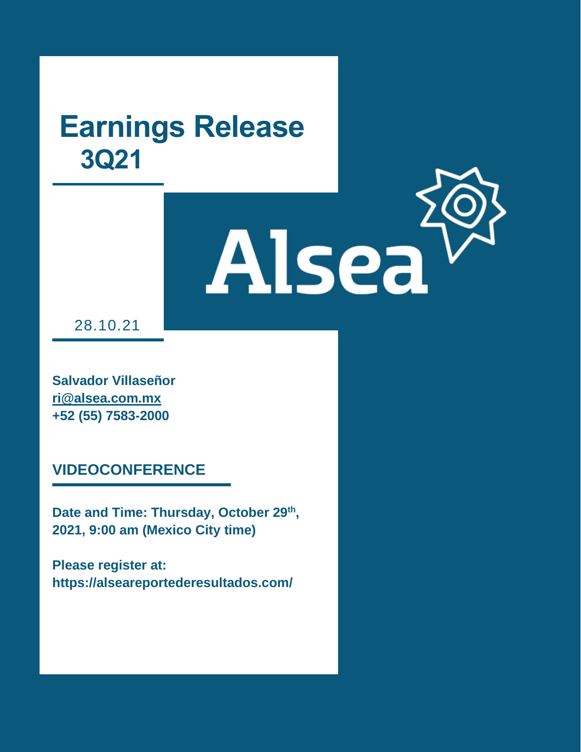# Earnings Release 3Q21

Alsea

28.10.21

**Salvador Villaseñor**
**ri@alsea.com.mx**
**+52 (55) 7583-2000**

## VIDEOCONFERENCE

**Date and Time: Thursday, October 29th, 2021, 9:00 am (Mexico City time)**

**Please register at:**
**https://alseareportederesultados.com/**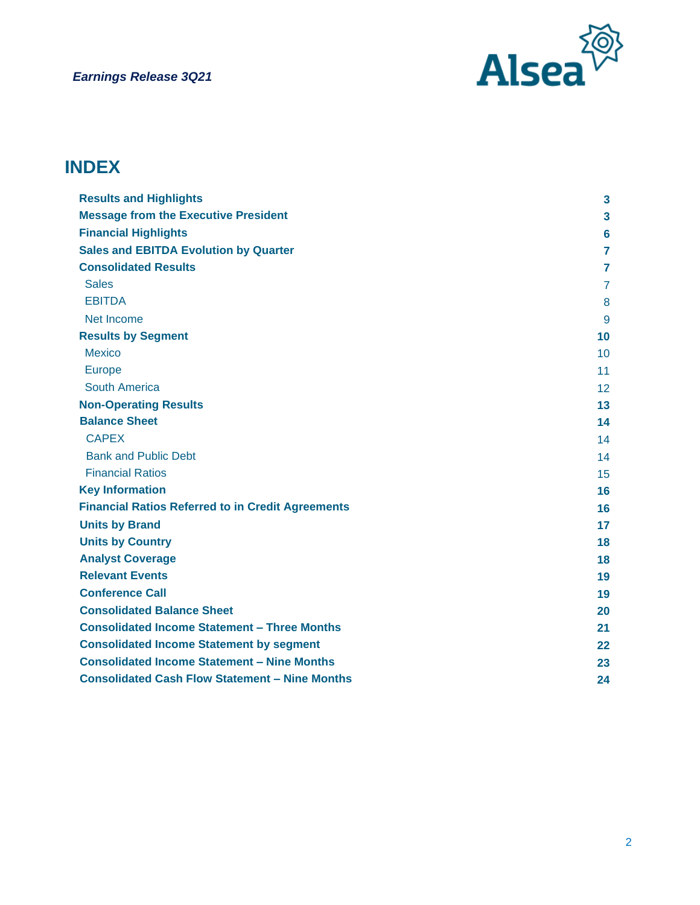# INDEX

| | |
|---|---|
| **Results and Highlights** | **3** |
| **Message from the Executive President** | **3** |
| **Financial Highlights** | **6** |
| **Sales and EBITDA Evolution by Quarter** | **7** |
| **Consolidated Results** | **7** |
| Sales | 7 |
| EBITDA | 8 |
| Net Income | 9 |
| **Results by Segment** | **10** |
| Mexico | 10 |
| Europe | 11 |
| South America | 12 |
| **Non-Operating Results** | **13** |
| **Balance Sheet** | **14** |
| CAPEX | 14 |
| Bank and Public Debt | 14 |
| Financial Ratios | 15 |
| **Key Information** | **16** |
| **Financial Ratios Referred to in Credit Agreements** | **16** |
| **Units by Brand** | **17** |
| **Units by Country** | **18** |
| **Analyst Coverage** | **18** |
| **Relevant Events** | **19** |
| **Conference Call** | **19** |
| **Consolidated Balance Sheet** | **20** |
| **Consolidated Income Statement – Three Months** | **21** |
| **Consolidated Income Statement by segment** | **22** |
| **Consolidated Income Statement – Nine Months** | **23** |
| **Consolidated Cash Flow Statement – Nine Months** | **24** |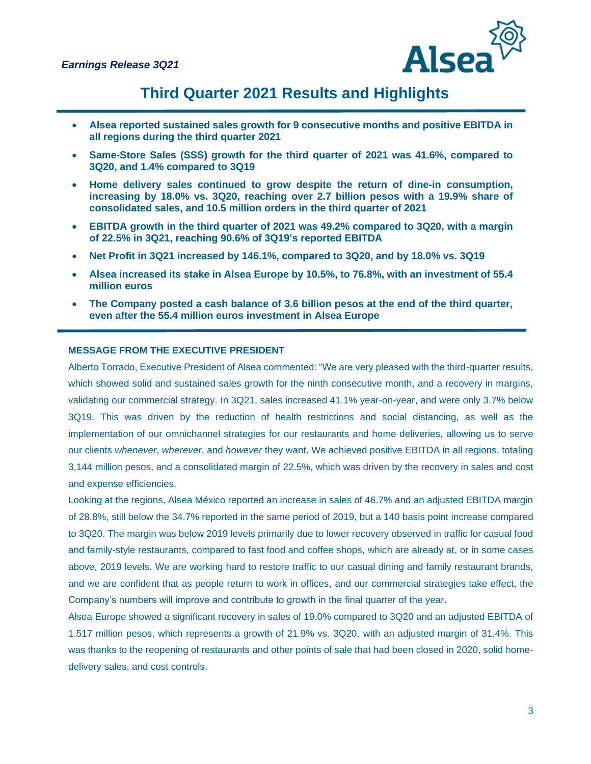*Earnings Release 3Q21*

# Third Quarter 2021 Results and Highlights

- **Alsea reported sustained sales growth for 9 consecutive months and positive EBITDA in all regions during the third quarter 2021**
- **Same-Store Sales (SSS) growth for the third quarter of 2021 was 41.6%, compared to 3Q20, and 1.4% compared to 3Q19**
- **Home delivery sales continued to grow despite the return of dine-in consumption, increasing by 18.0% vs. 3Q20, reaching over 2.7 billion pesos with a 19.9% share of consolidated sales, and 10.5 million orders in the third quarter of 2021**
- **EBITDA growth in the third quarter of 2021 was 49.2% compared to 3Q20, with a margin of 22.5% in 3Q21, reaching 90.6% of 3Q19's reported EBITDA**
- **Net Profit in 3Q21 increased by 146.1%, compared to 3Q20, and by 18.0% vs. 3Q19**
- **Alsea increased its stake in Alsea Europe by 10.5%, to 76.8%, with an investment of 55.4 million euros**
- **The Company posted a cash balance of 3.6 billion pesos at the end of the third quarter, even after the 55.4 million euros investment in Alsea Europe**

**MESSAGE FROM THE EXECUTIVE PRESIDENT**

Alberto Torrado, Executive President of Alsea commented: "We are very pleased with the third-quarter results, which showed solid and sustained sales growth for the ninth consecutive month, and a recovery in margins, validating our commercial strategy. In 3Q21, sales increased 41.1% year-on-year, and were only 3.7% below 3Q19. This was driven by the reduction of health restrictions and social distancing, as well as the implementation of our omnichannel strategies for our restaurants and home deliveries, allowing us to serve our clients *whenever*, *wherever*, and *however* they want. We achieved positive EBITDA in all regions, totaling 3,144 million pesos, and a consolidated margin of 22.5%, which was driven by the recovery in sales and cost and expense efficiencies.

Looking at the regions, Alsea México reported an increase in sales of 46.7% and an adjusted EBITDA margin of 28.8%, still below the 34.7% reported in the same period of 2019, but a 140 basis point increase compared to 3Q20. The margin was below 2019 levels primarily due to lower recovery observed in traffic for casual food and family-style restaurants, compared to fast food and coffee shops, which are already at, or in some cases above, 2019 levels. We are working hard to restore traffic to our casual dining and family restaurant brands, and we are confident that as people return to work in offices, and our commercial strategies take effect, the Company's numbers will improve and contribute to growth in the final quarter of the year.

Alsea Europe showed a significant recovery in sales of 19.0% compared to 3Q20 and an adjusted EBITDA of 1,517 million pesos, which represents a growth of 21.9% vs. 3Q20, with an adjusted margin of 31.4%. This was thanks to the reopening of restaurants and other points of sale that had been closed in 2020, solid home-delivery sales, and cost controls.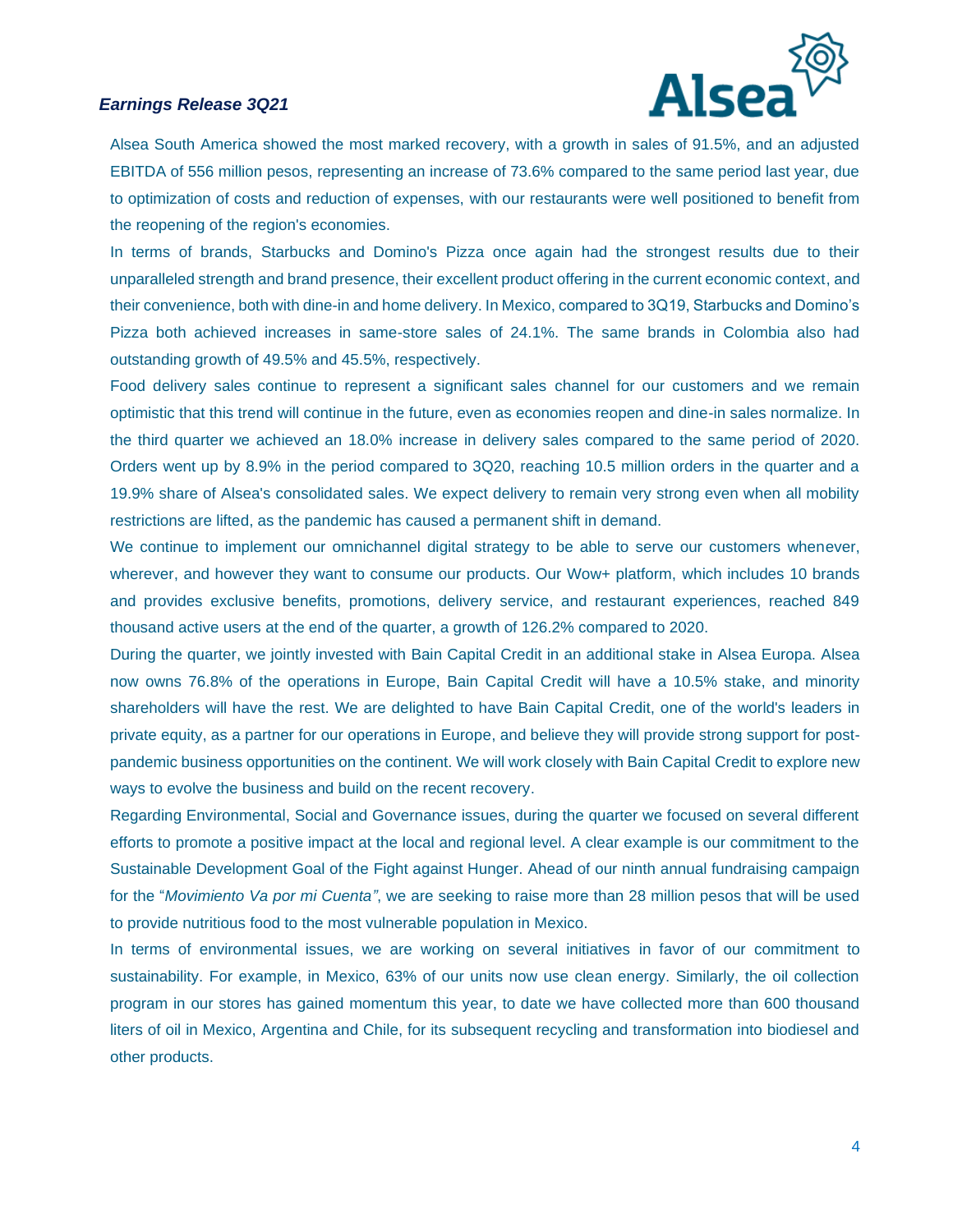Alsea South America showed the most marked recovery, with a growth in sales of 91.5%, and an adjusted EBITDA of 556 million pesos, representing an increase of 73.6% compared to the same period last year, due to optimization of costs and reduction of expenses, with our restaurants were well positioned to benefit from the reopening of the region's economies.

In terms of brands, Starbucks and Domino's Pizza once again had the strongest results due to their unparalleled strength and brand presence, their excellent product offering in the current economic context, and their convenience, both with dine-in and home delivery. In Mexico, compared to 3Q19, Starbucks and Domino's Pizza both achieved increases in same-store sales of 24.1%. The same brands in Colombia also had outstanding growth of 49.5% and 45.5%, respectively.

Food delivery sales continue to represent a significant sales channel for our customers and we remain optimistic that this trend will continue in the future, even as economies reopen and dine-in sales normalize. In the third quarter we achieved an 18.0% increase in delivery sales compared to the same period of 2020. Orders went up by 8.9% in the period compared to 3Q20, reaching 10.5 million orders in the quarter and a 19.9% share of Alsea's consolidated sales. We expect delivery to remain very strong even when all mobility restrictions are lifted, as the pandemic has caused a permanent shift in demand.

We continue to implement our omnichannel digital strategy to be able to serve our customers whenever, wherever, and however they want to consume our products. Our Wow+ platform, which includes 10 brands and provides exclusive benefits, promotions, delivery service, and restaurant experiences, reached 849 thousand active users at the end of the quarter, a growth of 126.2% compared to 2020.

During the quarter, we jointly invested with Bain Capital Credit in an additional stake in Alsea Europa. Alsea now owns 76.8% of the operations in Europe, Bain Capital Credit will have a 10.5% stake, and minority shareholders will have the rest. We are delighted to have Bain Capital Credit, one of the world's leaders in private equity, as a partner for our operations in Europe, and believe they will provide strong support for post-pandemic business opportunities on the continent. We will work closely with Bain Capital Credit to explore new ways to evolve the business and build on the recent recovery.

Regarding Environmental, Social and Governance issues, during the quarter we focused on several different efforts to promote a positive impact at the local and regional level. A clear example is our commitment to the Sustainable Development Goal of the Fight against Hunger. Ahead of our ninth annual fundraising campaign for the "*Movimiento Va por mi Cuenta"*, we are seeking to raise more than 28 million pesos that will be used to provide nutritious food to the most vulnerable population in Mexico.

In terms of environmental issues, we are working on several initiatives in favor of our commitment to sustainability. For example, in Mexico, 63% of our units now use clean energy. Similarly, the oil collection program in our stores has gained momentum this year, to date we have collected more than 600 thousand liters of oil in Mexico, Argentina and Chile, for its subsequent recycling and transformation into biodiesel and other products.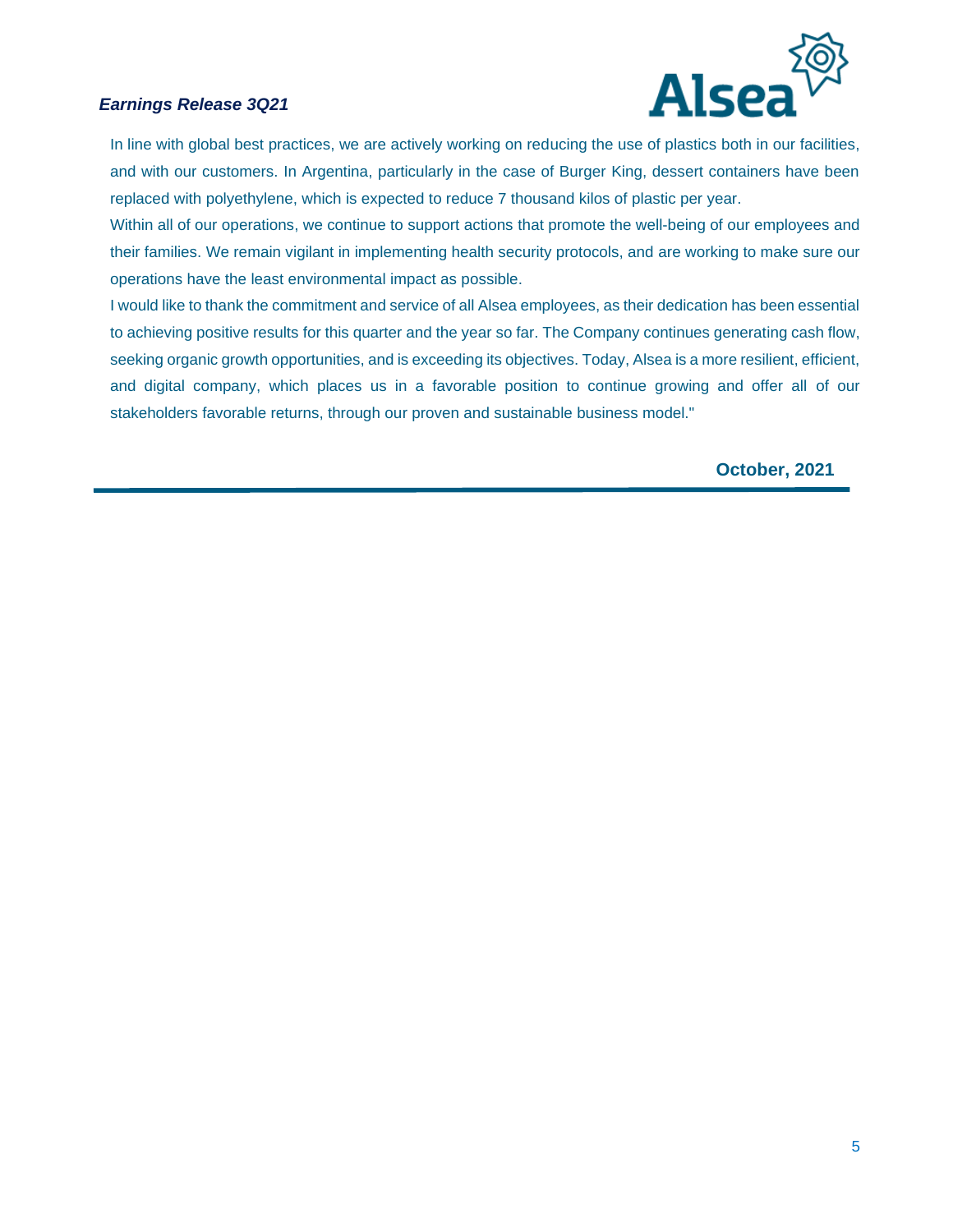In line with global best practices, we are actively working on reducing the use of plastics both in our facilities, and with our customers. In Argentina, particularly in the case of Burger King, dessert containers have been replaced with polyethylene, which is expected to reduce 7 thousand kilos of plastic per year.

Within all of our operations, we continue to support actions that promote the well-being of our employees and their families. We remain vigilant in implementing health security protocols, and are working to make sure our operations have the least environmental impact as possible.

I would like to thank the commitment and service of all Alsea employees, as their dedication has been essential to achieving positive results for this quarter and the year so far. The Company continues generating cash flow, seeking organic growth opportunities, and is exceeding its objectives. Today, Alsea is a more resilient, efficient, and digital company, which places us in a favorable position to continue growing and offer all of our stakeholders favorable returns, through our proven and sustainable business model."

**October, 2021**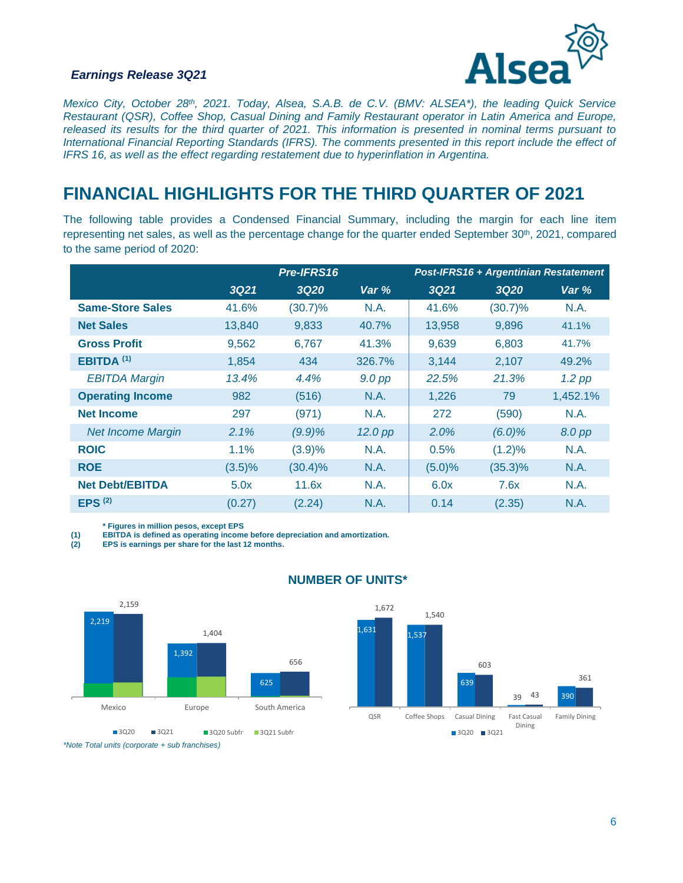***Earnings Release 3Q21***

*Mexico City, October 28th, 2021. Today, Alsea, S.A.B. de C.V. (BMV: ALSEA*), the leading Quick Service Restaurant (QSR), Coffee Shop, Casual Dining and Family Restaurant operator in Latin America and Europe, released its results for the third quarter of 2021. This information is presented in nominal terms pursuant to International Financial Reporting Standards (IFRS). The comments presented in this report include the effect of IFRS 16, as well as the effect regarding restatement due to hyperinflation in Argentina.*

# FINANCIAL HIGHLIGHTS FOR THE THIRD QUARTER OF 2021

The following table provides a Condensed Financial Summary, including the margin for each line item representing net sales, as well as the percentage change for the quarter ended September 30th, 2021, compared to the same period of 2020:

| | *Pre-IFRS16* | | | *Post-IFRS16 + Argentinian Restatement* | | |
|---|---|---|---|---|---|---|
| | *3Q21* | *3Q20* | *Var %* | *3Q21* | *3Q20* | *Var %* |
| **Same-Store Sales** | 41.6% | (30.7)% | N.A. | 41.6% | (30.7)% | N.A. |
| **Net Sales** | 13,840 | 9,833 | 40.7% | 13,958 | 9,896 | 41.1% |
| **Gross Profit** | 9,562 | 6,767 | 41.3% | 9,639 | 6,803 | 41.7% |
| **EBITDA (1)** | 1,854 | 434 | 326.7% | 3,144 | 2,107 | 49.2% |
| *EBITDA Margin* | *13.4%* | *4.4%* | *9.0 pp* | *22.5%* | *21.3%* | *1.2 pp* |
| **Operating Income** | 982 | (516) | N.A. | 1,226 | 79 | 1,452.1% |
| **Net Income** | 297 | (971) | N.A. | 272 | (590) | N.A. |
| *Net Income Margin* | *2.1%* | *(9.9)%* | *12.0 pp* | *2.0%* | *(6.0)%* | *8.0 pp* |
| **ROIC** | 1.1% | (3.9)% | N.A. | 0.5% | (1.2)% | N.A. |
| **ROE** | (3.5)% | (30.4)% | N.A. | (5.0)% | (35.3)% | N.A. |
| **Net Debt/EBITDA** | 5.0x | 11.6x | N.A. | 6.0x | 7.6x | N.A. |
| **EPS (2)** | (0.27) | (2.24) | N.A. | 0.14 | (2.35) | N.A. |

**\* Figures in million pesos, except EPS**
**(1) EBITDA is defined as operating income before depreciation and amortization.**
**(2) EPS is earnings per share for the last 12 months.**

## NUMBER OF UNITS*

| Region | 3Q20 | 3Q21 |
|---|---|---|
| Mexico | 2,219 | 2,159 |
| Europe | 1,392 | 1,404 |
| South America | 625 | 656 |

| Segment | 3Q20 | 3Q21 |
|---|---|---|
| QSR | 1,631 | 1,672 |
| Coffee Shops | 1,537 | 1,540 |
| Casual Dining | 639 | 603 |
| Fast Casual Dining | 39 | 43 |
| Family Dining | 390 | 361 |

*\*Note Total units (corporate + sub franchises)*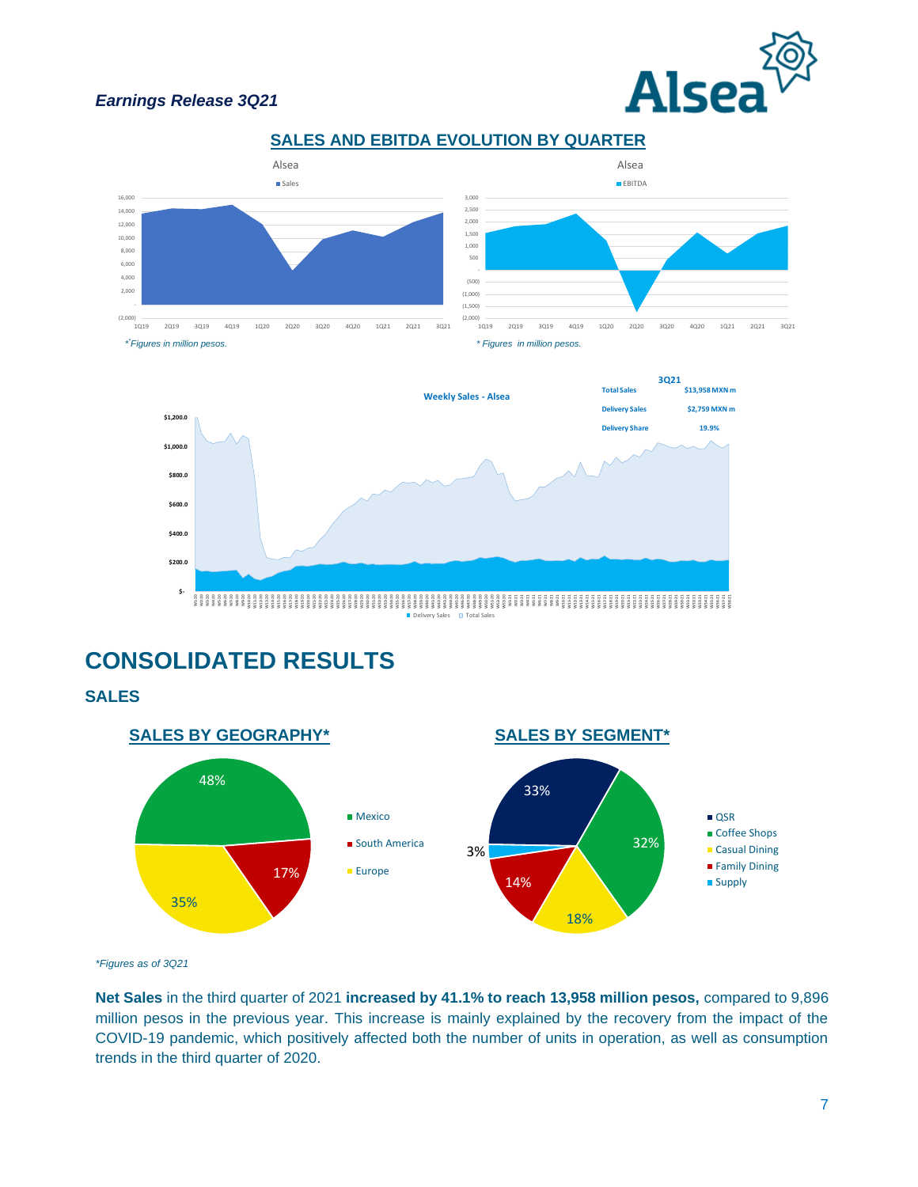# SALES AND EBITDA EVOLUTION BY QUARTER

*Figures in million pesos.

* Figures in million pesos.

| 3Q21 | |
|---|---|
| Total Sales | $13,958 MXN m |
| Delivery Sales | $2,759 MXN m |
| Delivery Share | 19.9% |

# CONSOLIDATED RESULTS

## SALES

### SALES BY GEOGRAPHY*

| Region | Share |
|---|---|
| Mexico | 48% |
| South America | 17% |
| Europe | 35% |

### SALES BY SEGMENT*

| Segment | Share |
|---|---|
| QSR | 33% |
| Coffee Shops | 32% |
| Casual Dining | 18% |
| Family Dining | 14% |
| Supply | 3% |

*Figures as of 3Q21*

**Net Sales** in the third quarter of 2021 **increased by 41.1% to reach 13,958 million pesos,** compared to 9,896 million pesos in the previous year. This increase is mainly explained by the recovery from the impact of the COVID-19 pandemic, which positively affected both the number of units in operation, as well as consumption trends in the third quarter of 2020.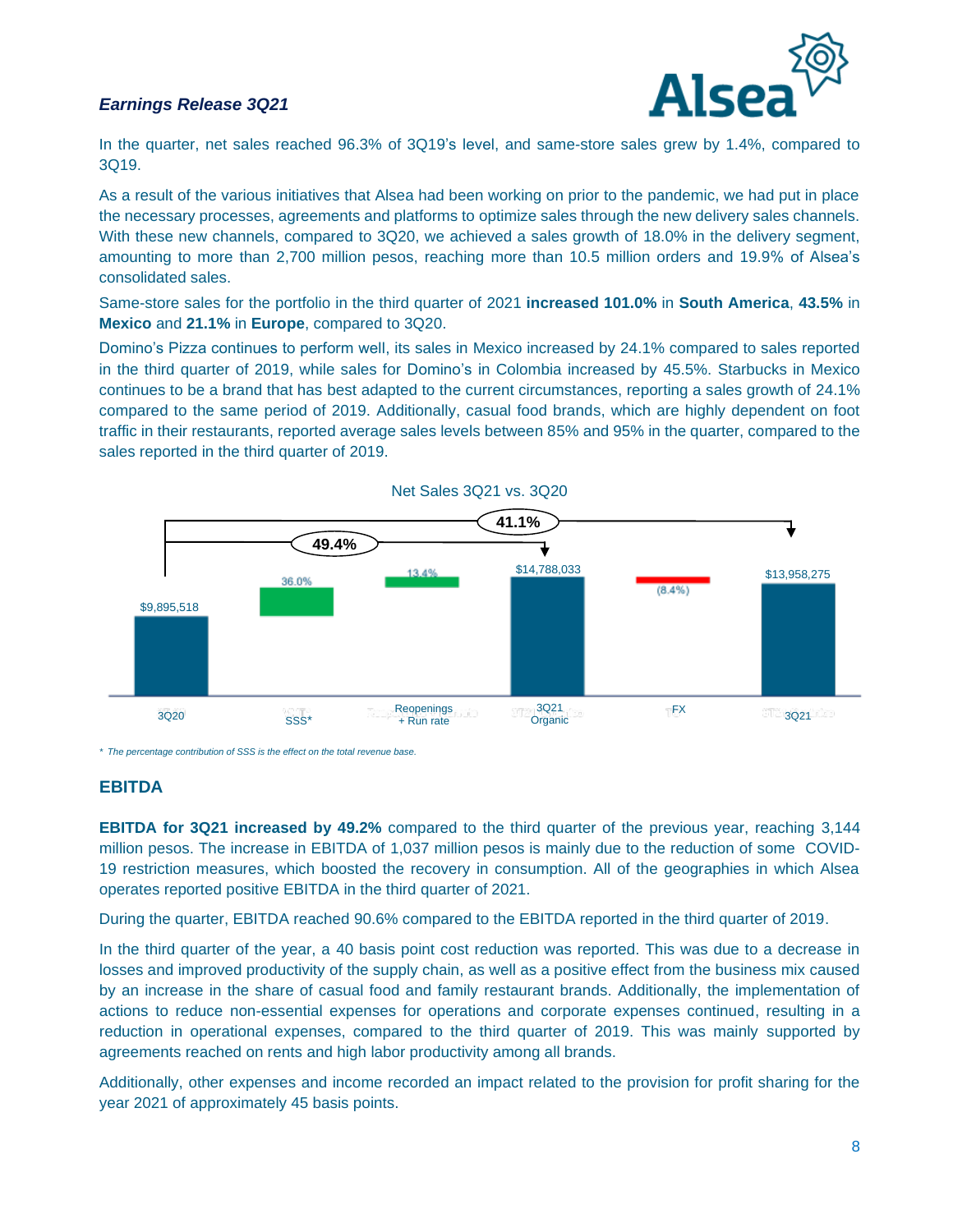In the quarter, net sales reached 96.3% of 3Q19's level, and same-store sales grew by 1.4%, compared to 3Q19.

As a result of the various initiatives that Alsea had been working on prior to the pandemic, we had put in place the necessary processes, agreements and platforms to optimize sales through the new delivery sales channels. With these new channels, compared to 3Q20, we achieved a sales growth of 18.0% in the delivery segment, amounting to more than 2,700 million pesos, reaching more than 10.5 million orders and 19.9% of Alsea's consolidated sales.

Same-store sales for the portfolio in the third quarter of 2021 **increased 101.0%** in **South America**, **43.5%** in **Mexico** and **21.1%** in **Europe**, compared to 3Q20.

Domino's Pizza continues to perform well, its sales in Mexico increased by 24.1% compared to sales reported in the third quarter of 2019, while sales for Domino's in Colombia increased by 45.5%. Starbucks in Mexico continues to be a brand that has best adapted to the current circumstances, reporting a sales growth of 24.1% compared to the same period of 2019. Additionally, casual food brands, which are highly dependent on foot traffic in their restaurants, reported average sales levels between 85% and 95% in the quarter, compared to the sales reported in the third quarter of 2019.

Net Sales 3Q21 vs. 3Q20

| 3Q20 | SSS* | Reopenings + Run rate | 3Q21 Organic | FX | 3Q21 |
|---|---|---|---|---|---|
| $9,895,518 | 36.0% | 13.4% | $14,788,033 | (8.4%) | $13,958,275 |

49.4% (3Q20 to 3Q21 Organic); 41.1% (3Q20 to 3Q21)

*\* The percentage contribution of SSS is the effect on the total revenue base.*

## EBITDA

**EBITDA for 3Q21 increased by 49.2%** compared to the third quarter of the previous year, reaching 3,144 million pesos. The increase in EBITDA of 1,037 million pesos is mainly due to the reduction of some COVID-19 restriction measures, which boosted the recovery in consumption. All of the geographies in which Alsea operates reported positive EBITDA in the third quarter of 2021.

During the quarter, EBITDA reached 90.6% compared to the EBITDA reported in the third quarter of 2019.

In the third quarter of the year, a 40 basis point cost reduction was reported. This was due to a decrease in losses and improved productivity of the supply chain, as well as a positive effect from the business mix caused by an increase in the share of casual food and family restaurant brands. Additionally, the implementation of actions to reduce non-essential expenses for operations and corporate expenses continued, resulting in a reduction in operational expenses, compared to the third quarter of 2019. This was mainly supported by agreements reached on rents and high labor productivity among all brands.

Additionally, other expenses and income recorded an impact related to the provision for profit sharing for the year 2021 of approximately 45 basis points.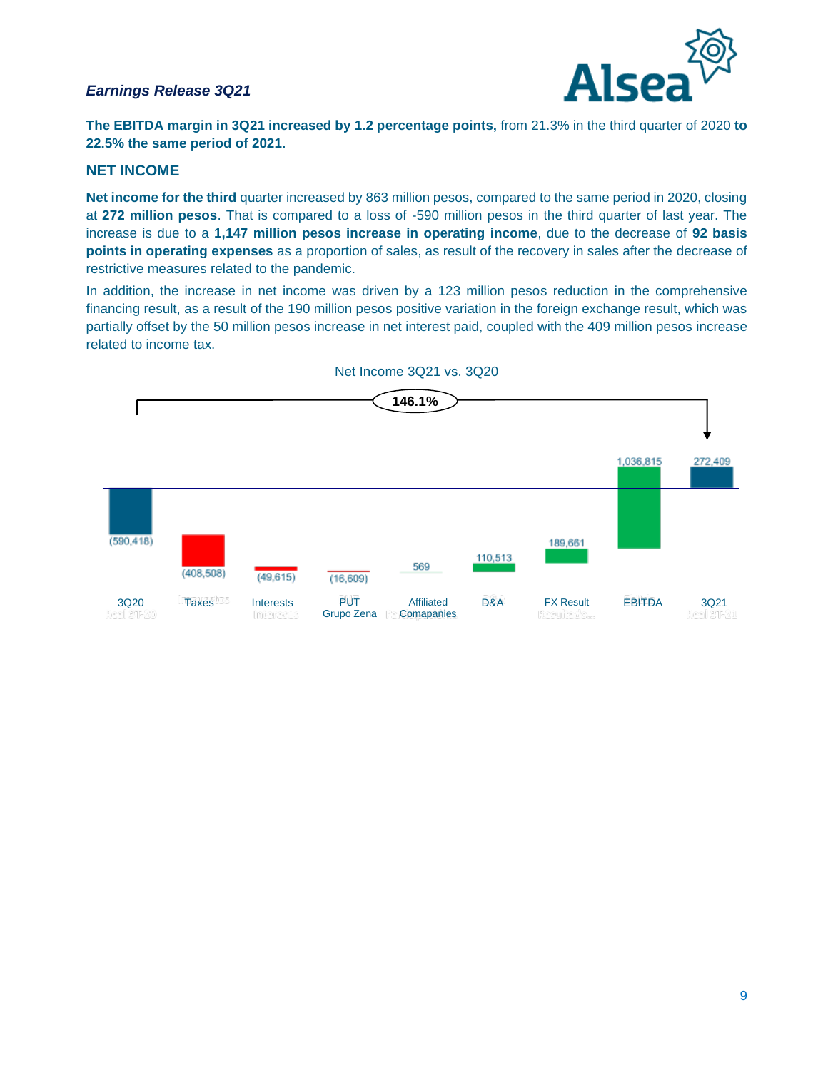*Earnings Release 3Q21*

**The EBITDA margin in 3Q21 increased by 1.2 percentage points,** from 21.3% in the third quarter of 2020 **to 22.5% the same period of 2021.**

## NET INCOME

**Net income for the third** quarter increased by 863 million pesos, compared to the same period in 2020, closing at **272 million pesos**. That is compared to a loss of -590 million pesos in the third quarter of last year. The increase is due to a **1,147 million pesos increase in operating income**, due to the decrease of **92 basis points in operating expenses** as a proportion of sales, as result of the recovery in sales after the decrease of restrictive measures related to the pandemic.

In addition, the increase in net income was driven by a 123 million pesos reduction in the comprehensive financing result, as a result of the 190 million pesos positive variation in the foreign exchange result, which was partially offset by the 50 million pesos increase in net interest paid, coupled with the 409 million pesos increase related to income tax.

Net Income 3Q21 vs. 3Q20

146.1%

| 3Q20 | Taxes | Interests | PUT Grupo Zena | Affiliated Comapanies | D&A | FX Result | EBITDA | 3Q21 |
|---|---|---|---|---|---|---|---|---|
| (590,418) | (408,508) | (49,615) | (16,609) | 569 | 110,513 | 189,661 | 1,036,815 | 272,409 |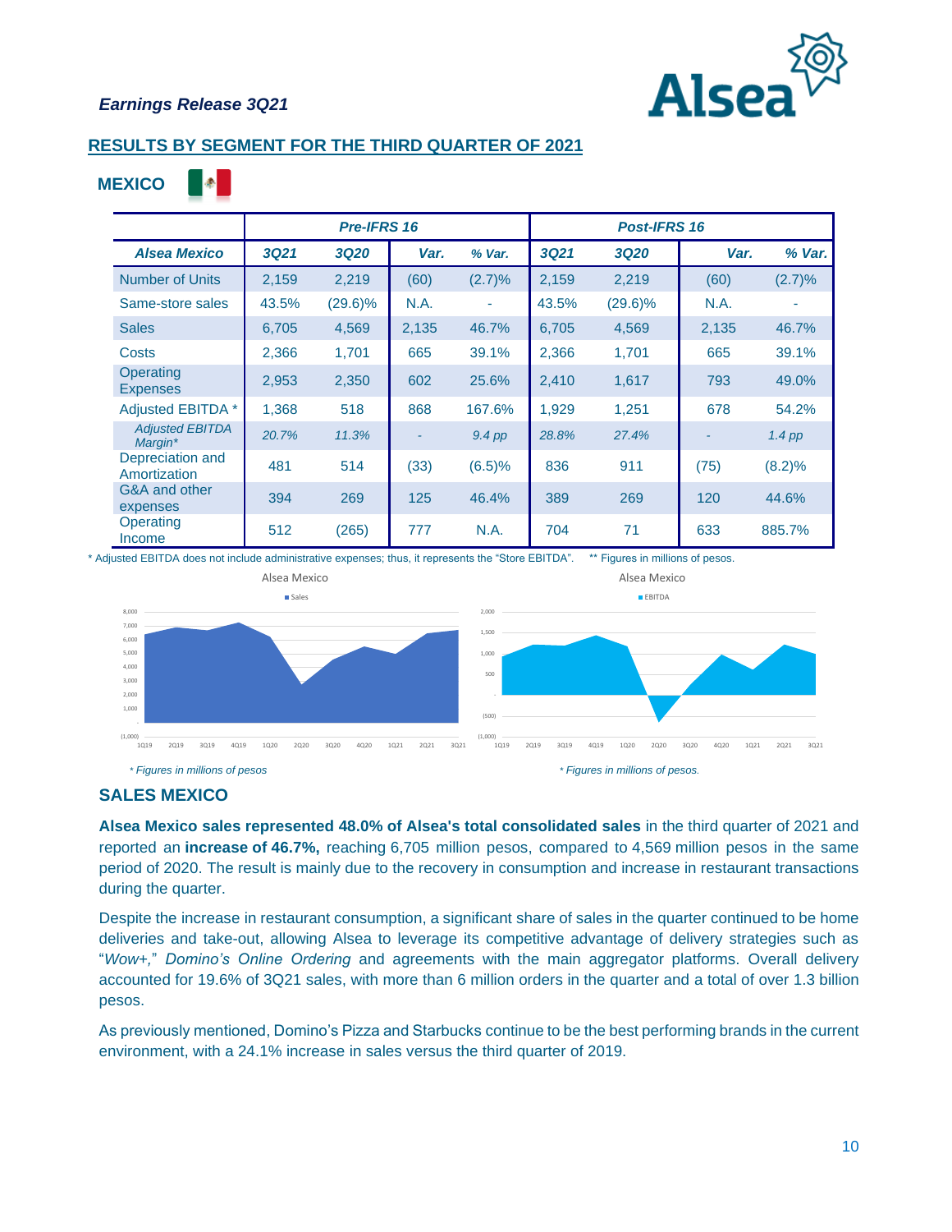## RESULTS BY SEGMENT FOR THE THIRD QUARTER OF 2021

### MEXICO

| | Pre-IFRS 16 | | | | Post-IFRS 16 | | | |
|---|---|---|---|---|---|---|---|---|
| ***Alsea Mexico*** | ***3Q21*** | ***3Q20*** | ***Var.*** | ***% Var.*** | ***3Q21*** | ***3Q20*** | ***Var.*** | ***% Var.*** |
| Number of Units | 2,159 | 2,219 | (60) | (2.7)% | 2,159 | 2,219 | (60) | (2.7)% |
| Same-store sales | 43.5% | (29.6)% | N.A. | - | 43.5% | (29.6)% | N.A. | - |
| Sales | 6,705 | 4,569 | 2,135 | 46.7% | 6,705 | 4,569 | 2,135 | 46.7% |
| Costs | 2,366 | 1,701 | 665 | 39.1% | 2,366 | 1,701 | 665 | 39.1% |
| Operating Expenses | 2,953 | 2,350 | 602 | 25.6% | 2,410 | 1,617 | 793 | 49.0% |
| Adjusted EBITDA * | 1,368 | 518 | 868 | 167.6% | 1,929 | 1,251 | 678 | 54.2% |
| *Adjusted EBITDA Margin** | *20.7%* | *11.3%* | - | *9.4 pp* | *28.8%* | *27.4%* | - | *1.4 pp* |
| Depreciation and Amortization | 481 | 514 | (33) | (6.5)% | 836 | 911 | (75) | (8.2)% |
| G&A and other expenses | 394 | 269 | 125 | 46.4% | 389 | 269 | 120 | 44.6% |
| Operating Income | 512 | (265) | 777 | N.A. | 704 | 71 | 633 | 885.7% |

\* Adjusted EBITDA does not include administrative expenses; thus, it represents the "Store EBITDA". ** Figures in millions of pesos.

*\* Figures in millions of pesos* *\* Figures in millions of pesos.*

### SALES MEXICO

**Alsea Mexico sales represented 48.0% of Alsea's total consolidated sales** in the third quarter of 2021 and reported an **increase of 46.7%,** reaching 6,705 million pesos, compared to 4,569 million pesos in the same period of 2020. The result is mainly due to the recovery in consumption and increase in restaurant transactions during the quarter.

Despite the increase in restaurant consumption, a significant share of sales in the quarter continued to be home deliveries and take-out, allowing Alsea to leverage its competitive advantage of delivery strategies such as "*Wow+,*" *Domino's Online Ordering* and agreements with the main aggregator platforms. Overall delivery accounted for 19.6% of 3Q21 sales, with more than 6 million orders in the quarter and a total of over 1.3 billion pesos.

As previously mentioned, Domino's Pizza and Starbucks continue to be the best performing brands in the current environment, with a 24.1% increase in sales versus the third quarter of 2019.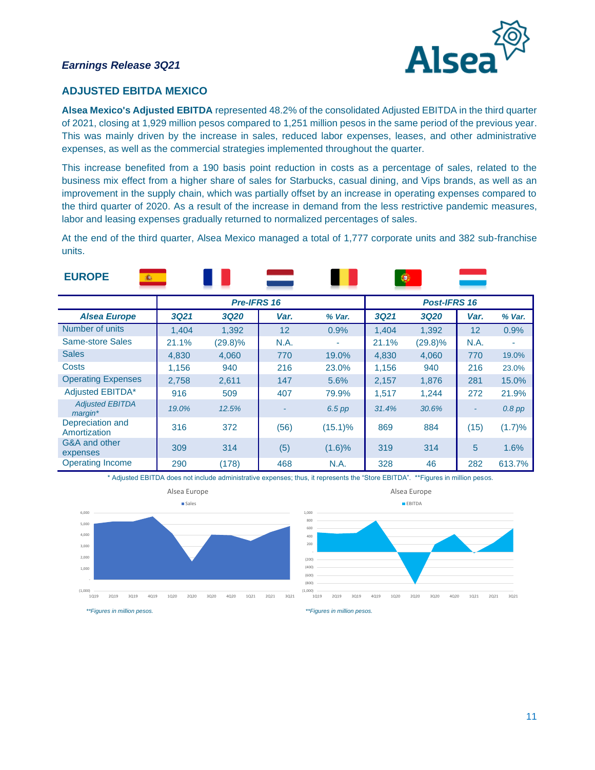## ADJUSTED EBITDA MEXICO

**Alsea Mexico's Adjusted EBITDA** represented 48.2% of the consolidated Adjusted EBITDA in the third quarter of 2021, closing at 1,929 million pesos compared to 1,251 million pesos in the same period of the previous year. This was mainly driven by the increase in sales, reduced labor expenses, leases, and other administrative expenses, as well as the commercial strategies implemented throughout the quarter.

This increase benefited from a 190 basis point reduction in costs as a percentage of sales, related to the business mix effect from a higher share of sales for Starbucks, casual dining, and Vips brands, as well as an improvement in the supply chain, which was partially offset by an increase in operating expenses compared to the third quarter of 2020. As a result of the increase in demand from the less restrictive pandemic measures, labor and leasing expenses gradually returned to normalized percentages of sales.

At the end of the third quarter, Alsea Mexico managed a total of 1,777 corporate units and 382 sub-franchise units.

## EUROPE

| | Pre-IFRS 16 | | | | Post-IFRS 16 | | | |
|---|---|---|---|---|---|---|---|---|
| ***Alsea Europe*** | ***3Q21*** | ***3Q20*** | ***Var.*** | ***% Var.*** | ***3Q21*** | ***3Q20*** | ***Var.*** | ***% Var.*** |
| Number of units | 1,404 | 1,392 | 12 | 0.9% | 1,404 | 1,392 | 12 | 0.9% |
| Same-store Sales | 21.1% | (29.8)% | N.A. | - | 21.1% | (29.8)% | N.A. | - |
| Sales | 4,830 | 4,060 | 770 | 19.0% | 4,830 | 4,060 | 770 | 19.0% |
| Costs | 1,156 | 940 | 216 | 23.0% | 1,156 | 940 | 216 | 23.0% |
| Operating Expenses | 2,758 | 2,611 | 147 | 5.6% | 2,157 | 1,876 | 281 | 15.0% |
| Adjusted EBITDA* | 916 | 509 | 407 | 79.9% | 1,517 | 1,244 | 272 | 21.9% |
| *Adjusted EBITDA margin** | *19.0%* | *12.5%* | - | *6.5 pp* | *31.4%* | *30.6%* | - | *0.8 pp* |
| Depreciation and Amortization | 316 | 372 | (56) | (15.1)% | 869 | 884 | (15) | (1.7)% |
| G&A and other expenses | 309 | 314 | (5) | (1.6)% | 319 | 314 | 5 | 1.6% |
| Operating Income | 290 | (178) | 468 | N.A. | 328 | 46 | 282 | 613.7% |

\* Adjusted EBITDA does not include administrative expenses; thus, it represents the "Store EBITDA". **Figures in million pesos.

Alsea Europe

*\*\*Figures in million pesos.*

Alsea Europe

*\*\*Figures in million pesos.*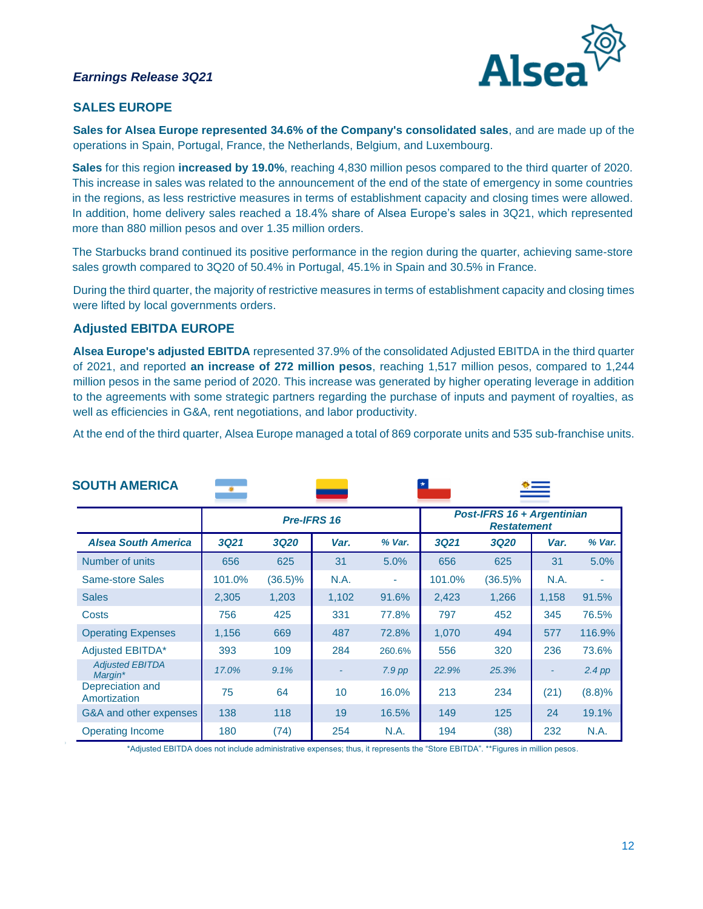## SALES EUROPE

**Sales for Alsea Europe represented 34.6% of the Company's consolidated sales**, and are made up of the operations in Spain, Portugal, France, the Netherlands, Belgium, and Luxembourg.

**Sales** for this region **increased by 19.0%**, reaching 4,830 million pesos compared to the third quarter of 2020. This increase in sales was related to the announcement of the end of the state of emergency in some countries in the regions, as less restrictive measures in terms of establishment capacity and closing times were allowed. In addition, home delivery sales reached a 18.4% share of Alsea Europe's sales in 3Q21, which represented more than 880 million pesos and over 1.35 million orders.

The Starbucks brand continued its positive performance in the region during the quarter, achieving same-store sales growth compared to 3Q20 of 50.4% in Portugal, 45.1% in Spain and 30.5% in France.

During the third quarter, the majority of restrictive measures in terms of establishment capacity and closing times were lifted by local governments orders.

## Adjusted EBITDA EUROPE

**Alsea Europe's adjusted EBITDA** represented 37.9% of the consolidated Adjusted EBITDA in the third quarter of 2021, and reported **an increase of 272 million pesos**, reaching 1,517 million pesos, compared to 1,244 million pesos in the same period of 2020. This increase was generated by higher operating leverage in addition to the agreements with some strategic partners regarding the purchase of inputs and payment of royalties, as well as efficiencies in G&A, rent negotiations, and labor productivity.

At the end of the third quarter, Alsea Europe managed a total of 869 corporate units and 535 sub-franchise units.

## SOUTH AMERICA

| | *Pre-IFRS 16* | | | | *Post-IFRS 16 + Argentinian Restatement* | | | |
|---|---|---|---|---|---|---|---|---|
| ***Alsea South America*** | ***3Q21*** | ***3Q20*** | ***Var.*** | ***% Var.*** | ***3Q21*** | ***3Q20*** | ***Var.*** | ***% Var.*** |
| Number of units | 656 | 625 | 31 | 5.0% | 656 | 625 | 31 | 5.0% |
| Same-store Sales | 101.0% | (36.5)% | N.A. | - | 101.0% | (36.5)% | N.A. | - |
| Sales | 2,305 | 1,203 | 1,102 | 91.6% | 2,423 | 1,266 | 1,158 | 91.5% |
| Costs | 756 | 425 | 331 | 77.8% | 797 | 452 | 345 | 76.5% |
| Operating Expenses | 1,156 | 669 | 487 | 72.8% | 1,070 | 494 | 577 | 116.9% |
| Adjusted EBITDA* | 393 | 109 | 284 | 260.6% | 556 | 320 | 236 | 73.6% |
| *Adjusted EBITDA Margin** | *17.0%* | *9.1%* | - | *7.9 pp* | *22.9%* | *25.3%* | - | *2.4 pp* |
| Depreciation and Amortization | 75 | 64 | 10 | 16.0% | 213 | 234 | (21) | (8.8)% |
| G&A and other expenses | 138 | 118 | 19 | 16.5% | 149 | 125 | 24 | 19.1% |
| Operating Income | 180 | (74) | 254 | N.A. | 194 | (38) | 232 | N.A. |

*Adjusted EBITDA does not include administrative expenses; thus, it represents the "Store EBITDA". **Figures in million pesos.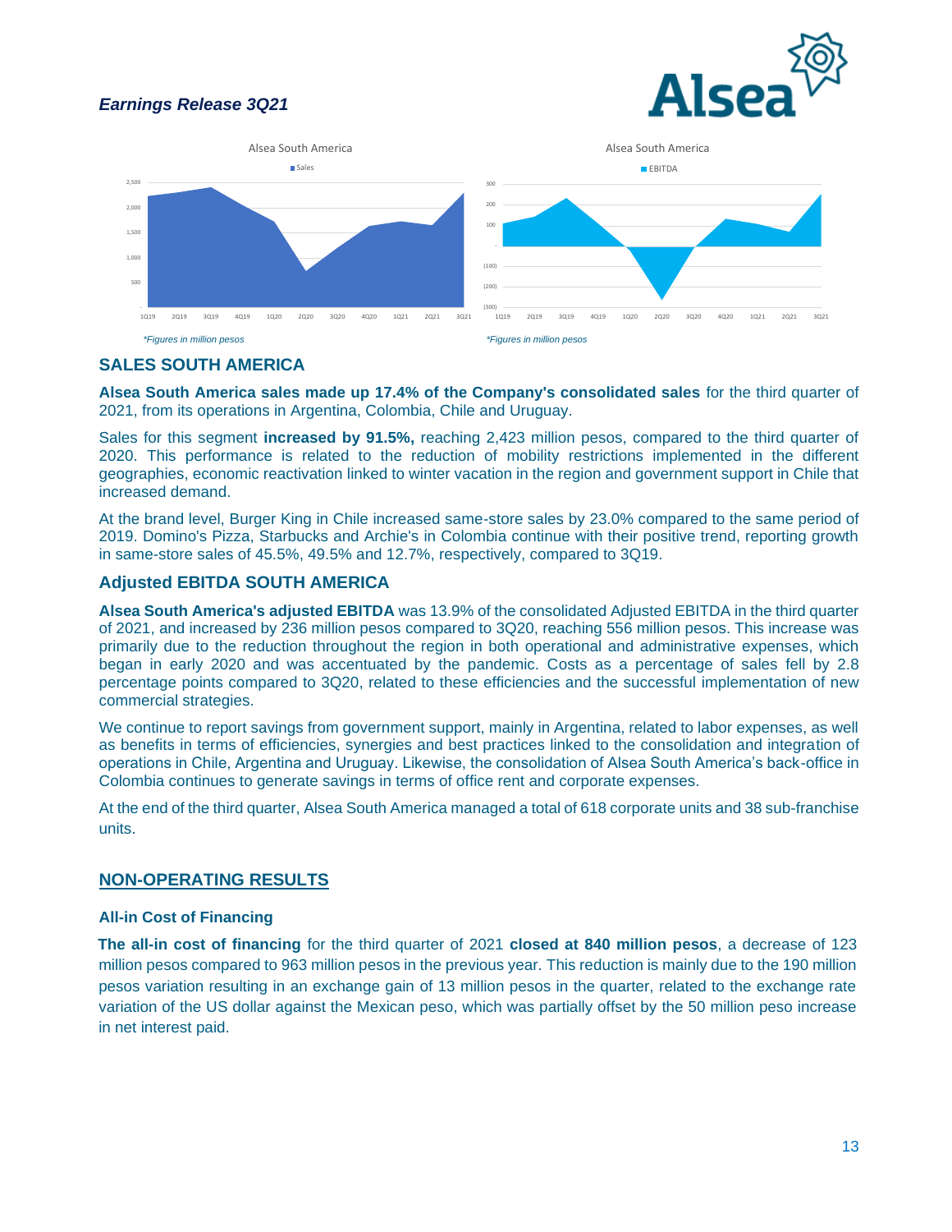*Figures in million pesos

*Figures in million pesos

## SALES SOUTH AMERICA

**Alsea South America sales made up 17.4% of the Company's consolidated sales** for the third quarter of 2021, from its operations in Argentina, Colombia, Chile and Uruguay.

Sales for this segment **increased by 91.5%,** reaching 2,423 million pesos, compared to the third quarter of 2020. This performance is related to the reduction of mobility restrictions implemented in the different geographies, economic reactivation linked to winter vacation in the region and government support in Chile that increased demand.

At the brand level, Burger King in Chile increased same-store sales by 23.0% compared to the same period of 2019. Domino's Pizza, Starbucks and Archie's in Colombia continue with their positive trend, reporting growth in same-store sales of 45.5%, 49.5% and 12.7%, respectively, compared to 3Q19.

## Adjusted EBITDA SOUTH AMERICA

**Alsea South America's adjusted EBITDA** was 13.9% of the consolidated Adjusted EBITDA in the third quarter of 2021, and increased by 236 million pesos compared to 3Q20, reaching 556 million pesos. This increase was primarily due to the reduction throughout the region in both operational and administrative expenses, which began in early 2020 and was accentuated by the pandemic. Costs as a percentage of sales fell by 2.8 percentage points compared to 3Q20, related to these efficiencies and the successful implementation of new commercial strategies.

We continue to report savings from government support, mainly in Argentina, related to labor expenses, as well as benefits in terms of efficiencies, synergies and best practices linked to the consolidation and integration of operations in Chile, Argentina and Uruguay. Likewise, the consolidation of Alsea South America's back-office in Colombia continues to generate savings in terms of office rent and corporate expenses.

At the end of the third quarter, Alsea South America managed a total of 618 corporate units and 38 sub-franchise units.

## NON-OPERATING RESULTS

### All-in Cost of Financing

**The all-in cost of financing** for the third quarter of 2021 **closed at 840 million pesos**, a decrease of 123 million pesos compared to 963 million pesos in the previous year. This reduction is mainly due to the 190 million pesos variation resulting in an exchange gain of 13 million pesos in the quarter, related to the exchange rate variation of the US dollar against the Mexican peso, which was partially offset by the 50 million peso increase in net interest paid.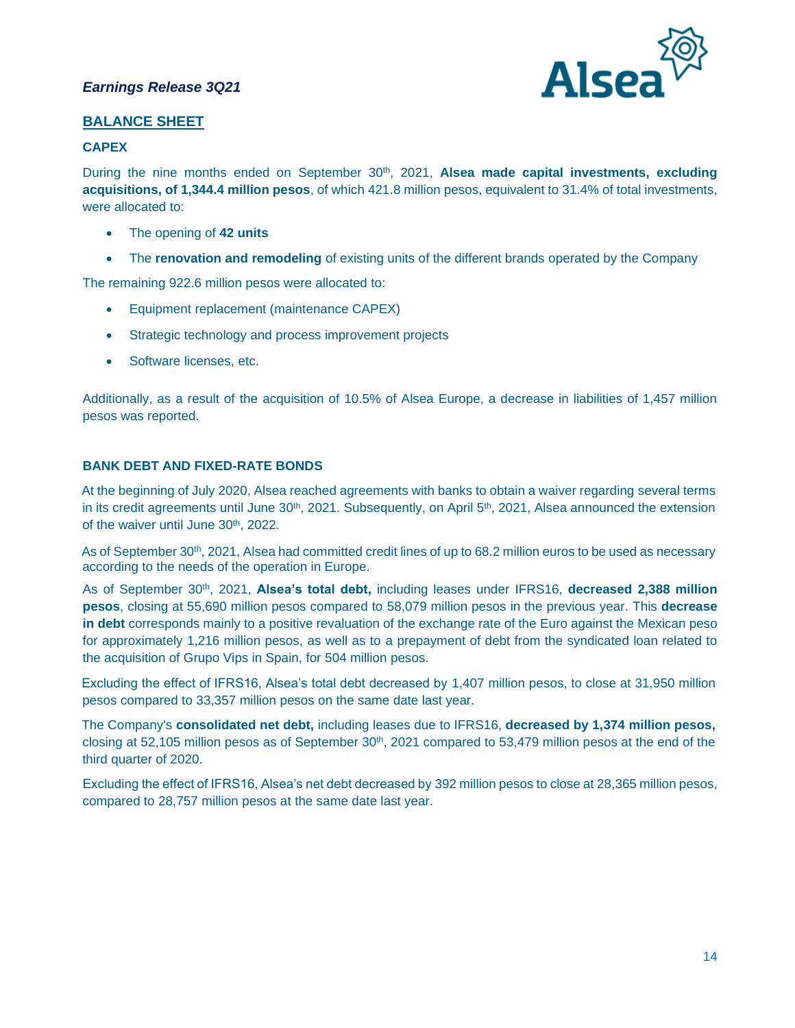## BALANCE SHEET

### CAPEX

During the nine months ended on September 30th, 2021, **Alsea made capital investments, excluding acquisitions, of 1,344.4 million pesos**, of which 421.8 million pesos, equivalent to 31.4% of total investments, were allocated to:

- The opening of **42 units**
- The **renovation and remodeling** of existing units of the different brands operated by the Company

The remaining 922.6 million pesos were allocated to:

- Equipment replacement (maintenance CAPEX)
- Strategic technology and process improvement projects
- Software licenses, etc.

Additionally, as a result of the acquisition of 10.5% of Alsea Europe, a decrease in liabilities of 1,457 million pesos was reported.

### BANK DEBT AND FIXED-RATE BONDS

At the beginning of July 2020, Alsea reached agreements with banks to obtain a waiver regarding several terms in its credit agreements until June 30th, 2021. Subsequently, on April 5th, 2021, Alsea announced the extension of the waiver until June 30th, 2022.

As of September 30th, 2021, Alsea had committed credit lines of up to 68.2 million euros to be used as necessary according to the needs of the operation in Europe.

As of September 30th, 2021, **Alsea's total debt,** including leases under IFRS16, **decreased 2,388 million pesos**, closing at 55,690 million pesos compared to 58,079 million pesos in the previous year. This **decrease in debt** corresponds mainly to a positive revaluation of the exchange rate of the Euro against the Mexican peso for approximately 1,216 million pesos, as well as to a prepayment of debt from the syndicated loan related to the acquisition of Grupo Vips in Spain, for 504 million pesos.

Excluding the effect of IFRS16, Alsea's total debt decreased by 1,407 million pesos, to close at 31,950 million pesos compared to 33,357 million pesos on the same date last year.

The Company's **consolidated net debt,** including leases due to IFRS16, **decreased by 1,374 million pesos,** closing at 52,105 million pesos as of September 30th, 2021 compared to 53,479 million pesos at the end of the third quarter of 2020.

Excluding the effect of IFRS16, Alsea's net debt decreased by 392 million pesos to close at 28,365 million pesos, compared to 28,757 million pesos at the same date last year.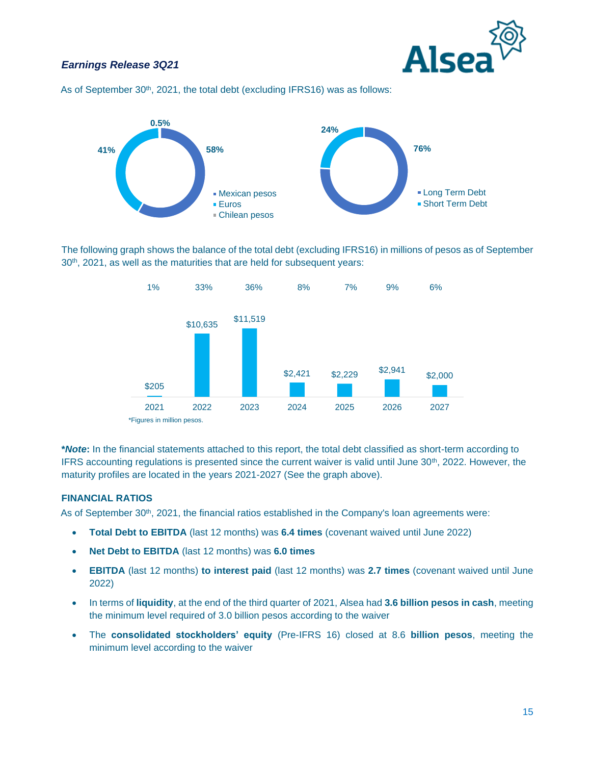As of September 30th, 2021, the total debt (excluding IFRS16) was as follows:

| Currency | % |
|---|---|
| Mexican pesos | 58% |
| Euros | 41% |
| Chilean pesos | 0.5% |

| Term | % |
|---|---|
| Long Term Debt | 76% |
| Short Term Debt | 24% |

The following graph shows the balance of the total debt (excluding IFRS16) in millions of pesos as of September 30th, 2021, as well as the maturities that are held for subsequent years:

| Year | 2021 | 2022 | 2023 | 2024 | 2025 | 2026 | 2027 |
|---|---|---|---|---|---|---|---|
| % | 1% | 33% | 36% | 8% | 7% | 9% | 6% |
| Amount | $205 | $10,635 | $11,519 | $2,421 | $2,229 | $2,941 | $2,000 |

*Figures in million pesos.

***Note*:** In the financial statements attached to this report, the total debt classified as short-term according to IFRS accounting regulations is presented since the current waiver is valid until June 30th, 2022. However, the maturity profiles are located in the years 2021-2027 (See the graph above).

### FINANCIAL RATIOS

As of September 30th, 2021, the financial ratios established in the Company's loan agreements were:

- **Total Debt to EBITDA** (last 12 months) was **6.4 times** (covenant waived until June 2022)
- **Net Debt to EBITDA** (last 12 months) was **6.0 times**
- **EBITDA** (last 12 months) **to interest paid** (last 12 months) was **2.7 times** (covenant waived until June 2022)
- In terms of **liquidity**, at the end of the third quarter of 2021, Alsea had **3.6 billion pesos in cash**, meeting the minimum level required of 3.0 billion pesos according to the waiver
- The **consolidated stockholders' equity** (Pre-IFRS 16) closed at 8.6 **billion pesos**, meeting the minimum level according to the waiver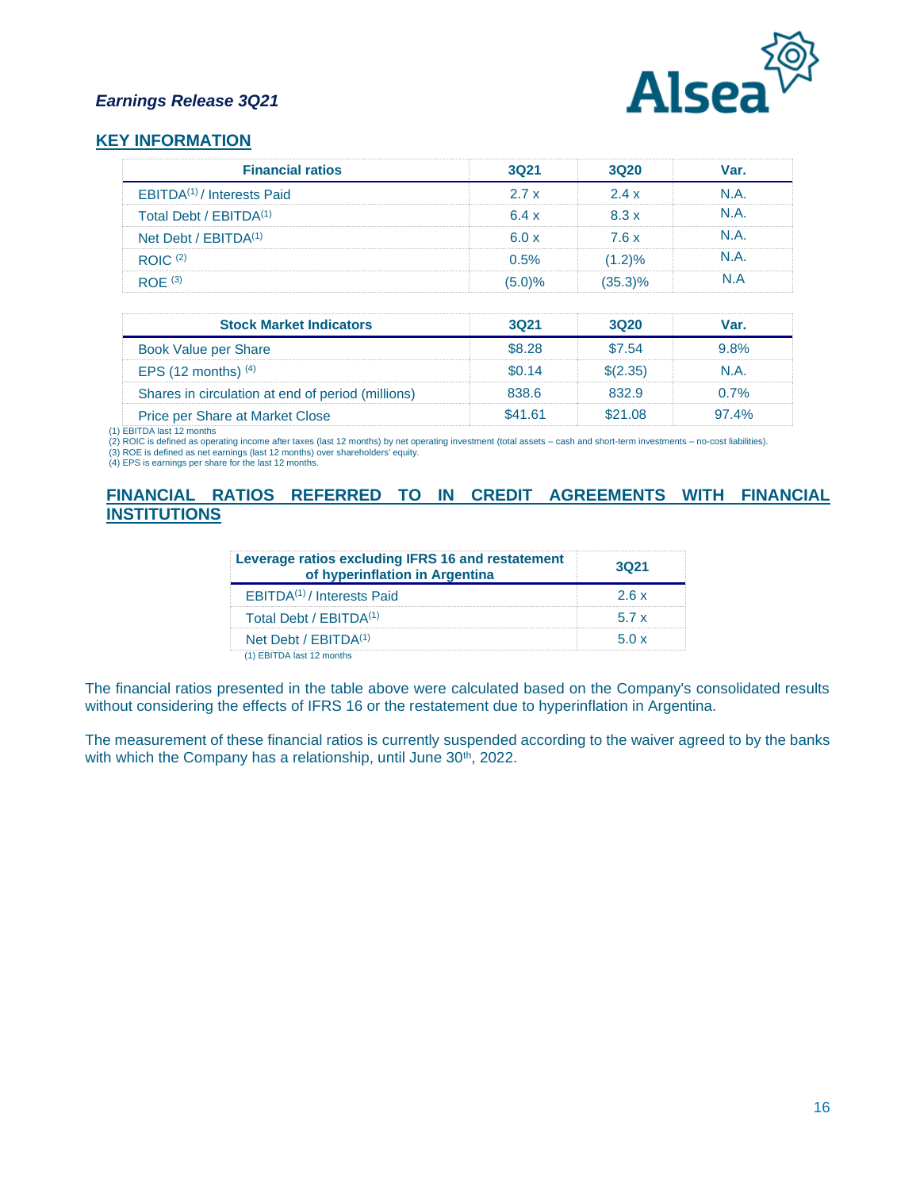*Earnings Release 3Q21*

## KEY INFORMATION

| Financial ratios | 3Q21 | 3Q20 | Var. |
|---|---|---|---|
| EBITDA[(1)] / Interests Paid | 2.7 x | 2.4 x | N.A. |
| Total Debt / EBITDA[(1)] | 6.4 x | 8.3 x | N.A. |
| Net Debt / EBITDA[(1)] | 6.0 x | 7.6 x | N.A. |
| ROIC [(2)] | 0.5% | (1.2)% | N.A. |
| ROE [(3)] | (5.0)% | (35.3)% | N.A |

| Stock Market Indicators | 3Q21 | 3Q20 | Var. |
|---|---|---|---|
| Book Value per Share | $8.28 | $7.54 | 9.8% |
| EPS (12 months) [(4)] | $0.14 | $(2.35) | N.A. |
| Shares in circulation at end of period (millions) | 838.6 | 832.9 | 0.7% |
| Price per Share at Market Close | $41.61 | $21.08 | 97.4% |

(1) EBITDA last 12 months
(2) ROIC is defined as operating income after taxes (last 12 months) by net operating investment (total assets – cash and short-term investments – no-cost liabilities).
(3) ROE is defined as net earnings (last 12 months) over shareholders' equity.
(4) EPS is earnings per share for the last 12 months.

## FINANCIAL RATIOS REFERRED TO IN CREDIT AGREEMENTS WITH FINANCIAL INSTITUTIONS

| Leverage ratios excluding IFRS 16 and restatement of hyperinflation in Argentina | 3Q21 |
|---|---|
| EBITDA[(1)] / Interests Paid | 2.6 x |
| Total Debt / EBITDA[(1)] | 5.7 x |
| Net Debt / EBITDA[(1)] | 5.0 x |

(1) EBITDA last 12 months

The financial ratios presented in the table above were calculated based on the Company's consolidated results without considering the effects of IFRS 16 or the restatement due to hyperinflation in Argentina.

The measurement of these financial ratios is currently suspended according to the waiver agreed to by the banks with which the Company has a relationship, until June 30th, 2022.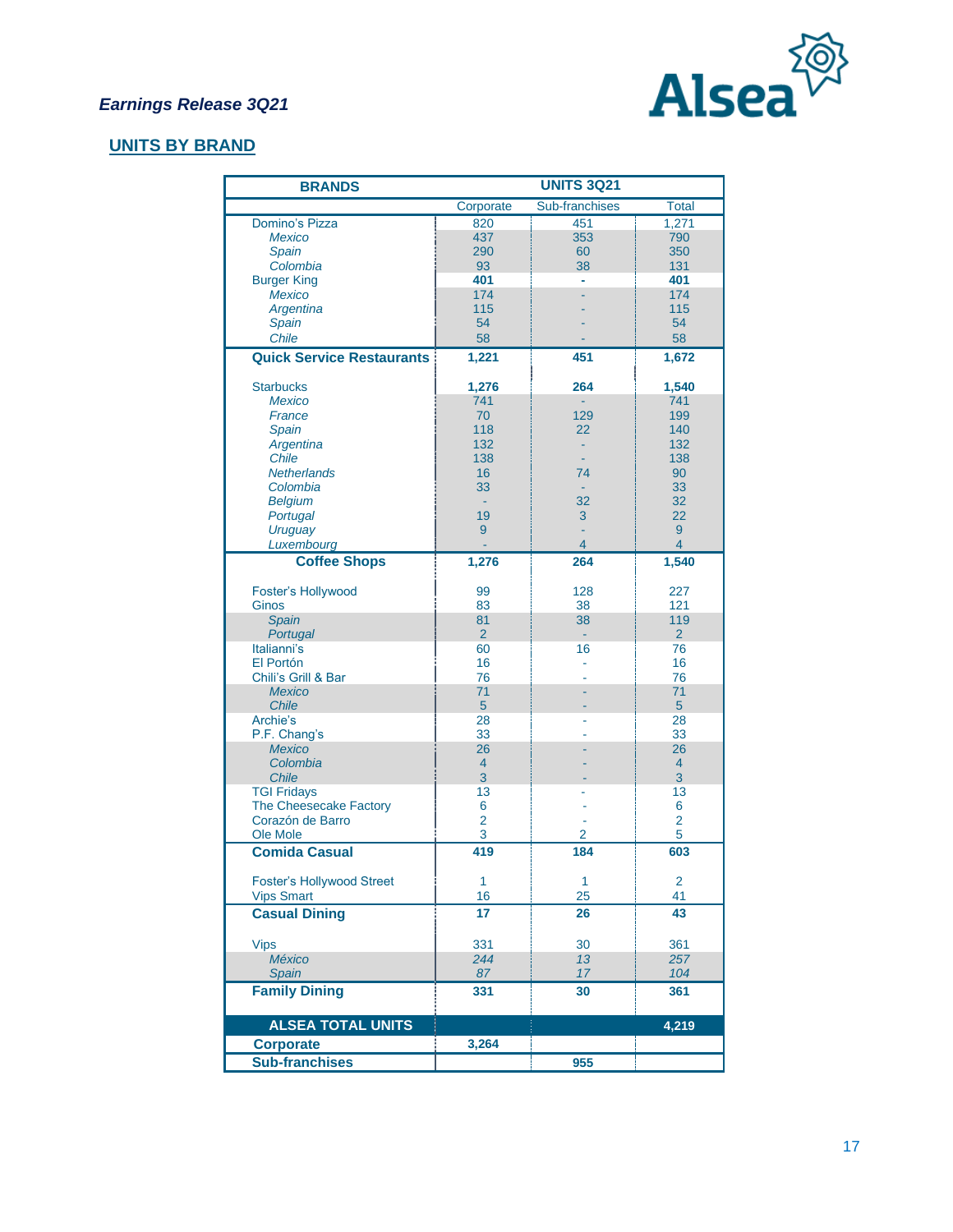*Earnings Release 3Q21*

## UNITS BY BRAND

| BRANDS | UNITS 3Q21 | | |
|---|---|---|---|
| | Corporate | Sub-franchises | Total |
| Domino's Pizza | 820 | 451 | 1,271 |
| *Mexico* | 437 | 353 | 790 |
| *Spain* | 290 | 60 | 350 |
| *Colombia* | 93 | 38 | 131 |
| Burger King | **401** | **-** | **401** |
| *Mexico* | 174 | - | 174 |
| *Argentina* | 115 | - | 115 |
| *Spain* | 54 | - | 54 |
| *Chile* | 58 | - | 58 |
| **Quick Service Restaurants** | **1,221** | **451** | **1,672** |
| Starbucks | **1,276** | **264** | **1,540** |
| *Mexico* | 741 | - | 741 |
| *France* | 70 | 129 | 199 |
| *Spain* | 118 | 22 | 140 |
| *Argentina* | 132 | - | 132 |
| *Chile* | 138 | - | 138 |
| *Netherlands* | 16 | 74 | 90 |
| *Colombia* | 33 | - | 33 |
| *Belgium* | - | 32 | 32 |
| *Portugal* | 19 | 3 | 22 |
| *Uruguay* | 9 | - | 9 |
| *Luxembourg* | - | 4 | 4 |
| **Coffee Shops** | **1,276** | **264** | **1,540** |
| Foster's Hollywood | 99 | 128 | 227 |
| Ginos | 83 | 38 | 121 |
| *Spain* | 81 | 38 | 119 |
| *Portugal* | 2 | - | 2 |
| Italianni's | 60 | 16 | 76 |
| El Portón | 16 | - | 16 |
| Chili's Grill & Bar | 76 | - | 76 |
| *Mexico* | 71 | - | 71 |
| *Chile* | 5 | - | 5 |
| Archie's | 28 | - | 28 |
| P.F. Chang's | 33 | - | 33 |
| *Mexico* | 26 | - | 26 |
| *Colombia* | 4 | - | 4 |
| *Chile* | 3 | - | 3 |
| TGI Fridays | 13 | - | 13 |
| The Cheesecake Factory | 6 | - | 6 |
| Corazón de Barro | 2 | - | 2 |
| Ole Mole | 3 | 2 | 5 |
| **Comida Casual** | **419** | **184** | **603** |
| Foster's Hollywood Street | 1 | 1 | 2 |
| Vips Smart | 16 | 25 | 41 |
| **Casual Dining** | **17** | **26** | **43** |
| Vips | 331 | 30 | 361 |
| *México* | *244* | *13* | *257* |
| *Spain* | *87* | *17* | *104* |
| **Family Dining** | **331** | **30** | **361** |
| **ALSEA TOTAL UNITS** | | | **4,219** |
| **Corporate** | **3,264** | | |
| **Sub-franchises** | | **955** | |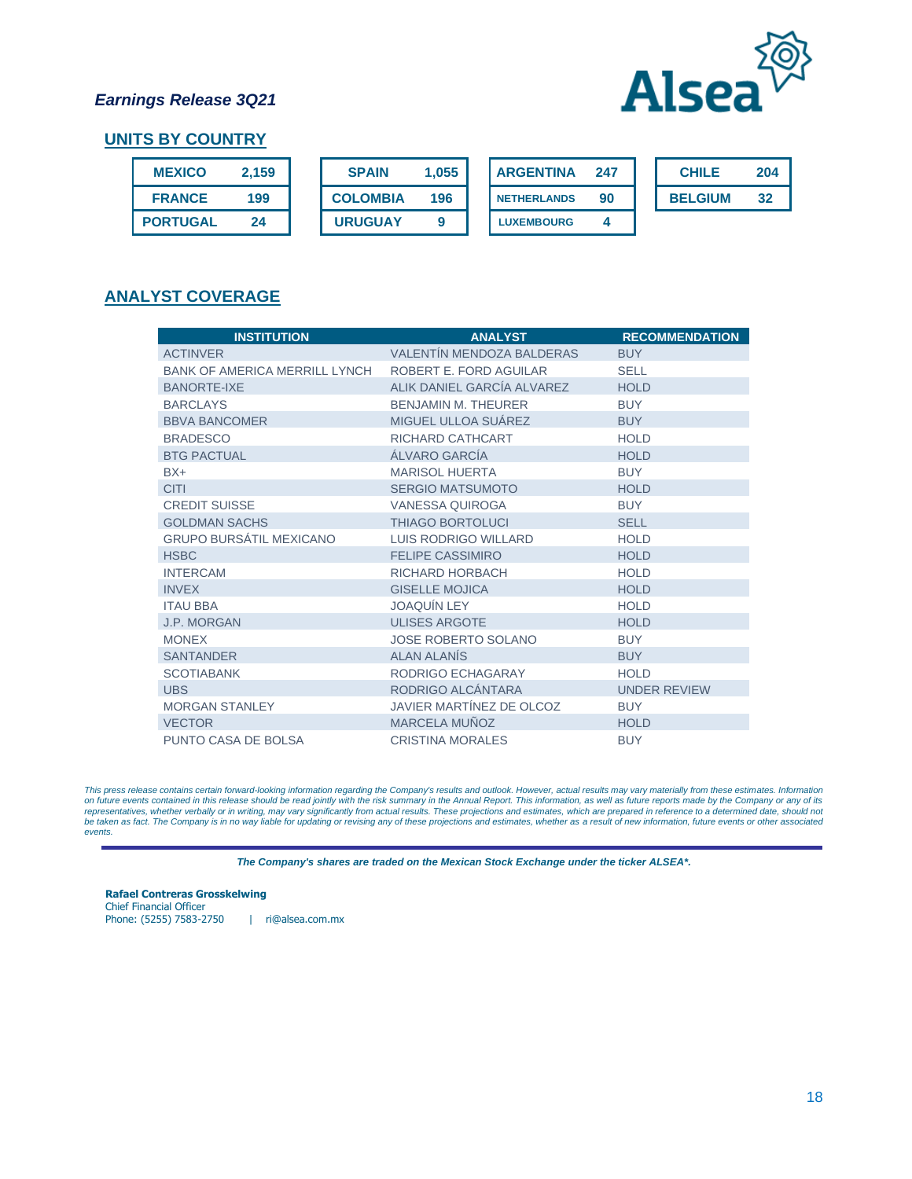*Earnings Release 3Q21*

## UNITS BY COUNTRY

| Country | Units |
|---|---|
| MEXICO | 2,159 |
| FRANCE | 199 |
| PORTUGAL | 24 |
| SPAIN | 1,055 |
| COLOMBIA | 196 |
| URUGUAY | 9 |
| ARGENTINA | 247 |
| NETHERLANDS | 90 |
| LUXEMBOURG | 4 |
| CHILE | 204 |
| BELGIUM | 32 |

## ANALYST COVERAGE

| INSTITUTION | ANALYST | RECOMMENDATION |
|---|---|---|
| ACTINVER | VALENTÍN MENDOZA BALDERAS | BUY |
| BANK OF AMERICA MERRILL LYNCH | ROBERT E. FORD AGUILAR | SELL |
| BANORTE-IXE | ALIK DANIEL GARCÍA ALVAREZ | HOLD |
| BARCLAYS | BENJAMIN M. THEURER | BUY |
| BBVA BANCOMER | MIGUEL ULLOA SUÁREZ | BUY |
| BRADESCO | RICHARD CATHCART | HOLD |
| BTG PACTUAL | ÁLVARO GARCÍA | HOLD |
| BX+ | MARISOL HUERTA | BUY |
| CITI | SERGIO MATSUMOTO | HOLD |
| CREDIT SUISSE | VANESSA QUIROGA | BUY |
| GOLDMAN SACHS | THIAGO BORTOLUCI | SELL |
| GRUPO BURSÁTIL MEXICANO | LUIS RODRIGO WILLARD | HOLD |
| HSBC | FELIPE CASSIMIRO | HOLD |
| INTERCAM | RICHARD HORBACH | HOLD |
| INVEX | GISELLE MOJICA | HOLD |
| ITAU BBA | JOAQUÍN LEY | HOLD |
| J.P. MORGAN | ULISES ARGOTE | HOLD |
| MONEX | JOSE ROBERTO SOLANO | BUY |
| SANTANDER | ALAN ALANÍS | BUY |
| SCOTIABANK | RODRIGO ECHAGARAY | HOLD |
| UBS | RODRIGO ALCÁNTARA | UNDER REVIEW |
| MORGAN STANLEY | JAVIER MARTÍNEZ DE OLCOZ | BUY |
| VECTOR | MARCELA MUÑOZ | HOLD |
| PUNTO CASA DE BOLSA | CRISTINA MORALES | BUY |

*This press release contains certain forward-looking information regarding the Company's results and outlook. However, actual results may vary materially from these estimates. Information on future events contained in this release should be read jointly with the risk summary in the Annual Report. This information, as well as future reports made by the Company or any of its representatives, whether verbally or in writing, may vary significantly from actual results. These projections and estimates, which are prepared in reference to a determined date, should not be taken as fact. The Company is in no way liable for updating or revising any of these projections and estimates, whether as a result of new information, future events or other associated events.*

***The Company's shares are traded on the Mexican Stock Exchange under the ticker ALSEA*.***

**Rafael Contreras Grosskelwing**
Chief Financial Officer
Phone: (5255) 7583-2750 | ri@alsea.com.mx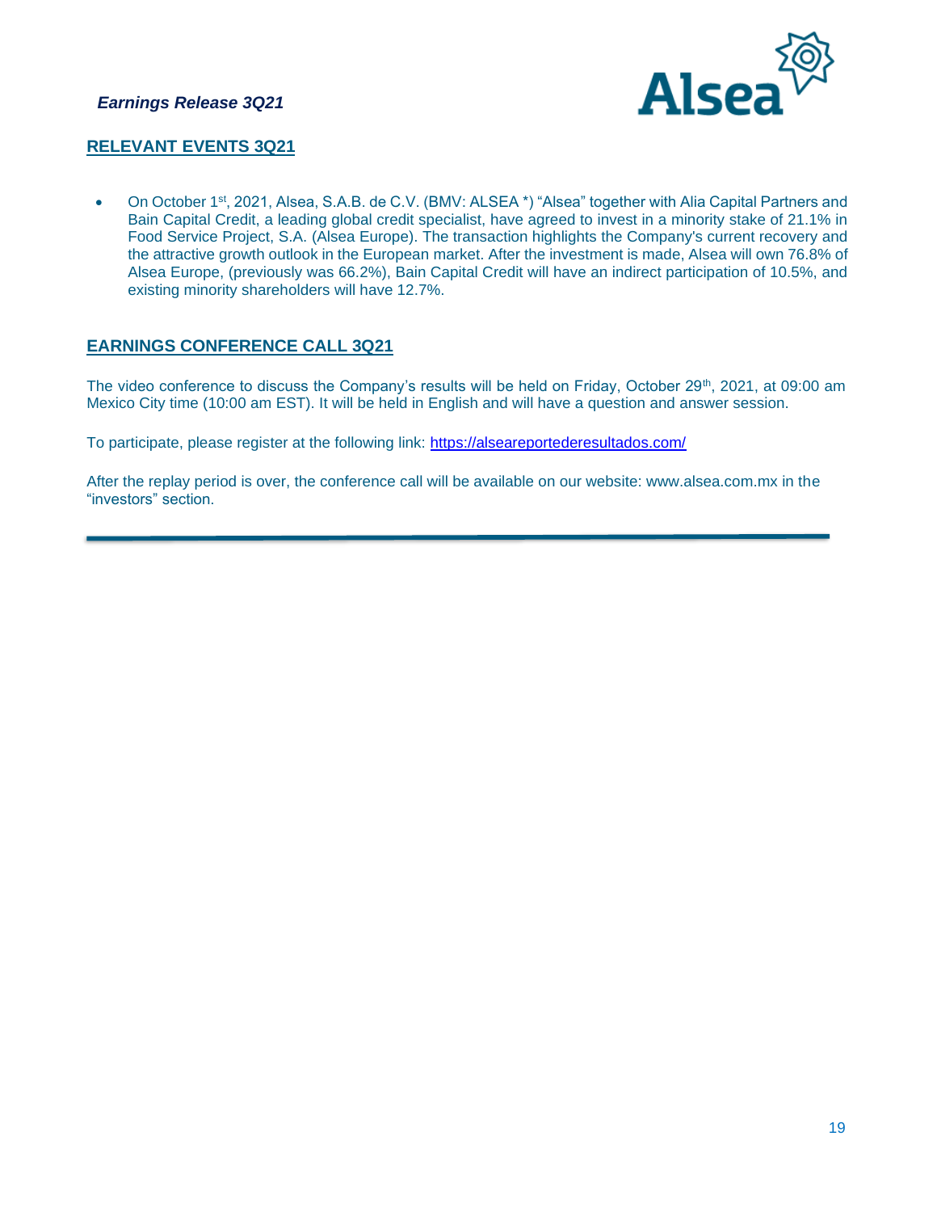## RELEVANT EVENTS 3Q21

- On October 1st, 2021, Alsea, S.A.B. de C.V. (BMV: ALSEA *) “Alsea” together with Alia Capital Partners and Bain Capital Credit, a leading global credit specialist, have agreed to invest in a minority stake of 21.1% in Food Service Project, S.A. (Alsea Europe). The transaction highlights the Company's current recovery and the attractive growth outlook in the European market. After the investment is made, Alsea will own 76.8% of Alsea Europe, (previously was 66.2%), Bain Capital Credit will have an indirect participation of 10.5%, and existing minority shareholders will have 12.7%.

## EARNINGS CONFERENCE CALL 3Q21

The video conference to discuss the Company’s results will be held on Friday, October 29th, 2021, at 09:00 am Mexico City time (10:00 am EST). It will be held in English and will have a question and answer session.

To participate, please register at the following link: [https://alseareportederesultados.com/](https://alseareportederesultados.com/)

After the replay period is over, the conference call will be available on our website: www.alsea.com.mx in the “investors” section.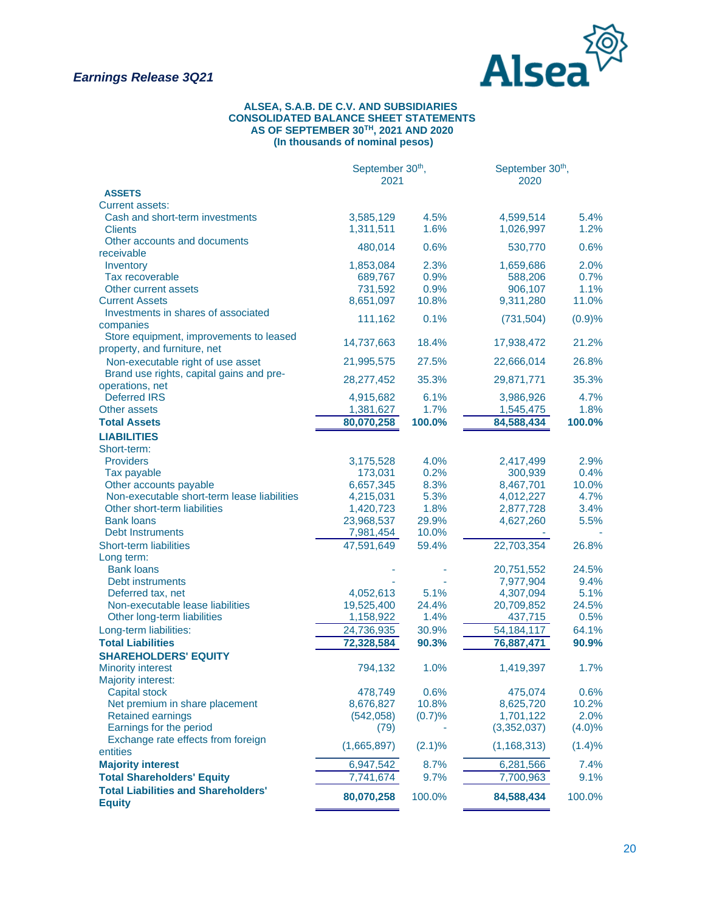*Earning Release 3Q21*

### ALSEA, S.A.B. DE C.V. AND SUBSIDIARIES
### CONSOLIDATED BALANCE SHEET STATEMENTS
### AS OF SEPTEMBER 30TH, 2021 AND 2020
### (In thousands of nominal pesos)

| | September 30th, 2021 | | September 30th, 2020 | |
|---|---|---|---|---|
| **ASSETS** | | | | |
| Current assets: | | | | |
| Cash and short-term investments | 3,585,129 | 4.5% | 4,599,514 | 5.4% |
| Clients | 1,311,511 | 1.6% | 1,026,997 | 1.2% |
| Other accounts and documents receivable | 480,014 | 0.6% | 530,770 | 0.6% |
| Inventory | 1,853,084 | 2.3% | 1,659,686 | 2.0% |
| Tax recoverable | 689,767 | 0.9% | 588,206 | 0.7% |
| Other current assets | 731,592 | 0.9% | 906,107 | 1.1% |
| Current Assets | 8,651,097 | 10.8% | 9,311,280 | 11.0% |
| Investments in shares of associated companies | 111,162 | 0.1% | (731,504) | (0.9)% |
| Store equipment, improvements to leased property, and furniture, net | 14,737,663 | 18.4% | 17,938,472 | 21.2% |
| Non-executable right of use asset | 21,995,575 | 27.5% | 22,666,014 | 26.8% |
| Brand use rights, capital gains and pre-operations, net | 28,277,452 | 35.3% | 29,871,771 | 35.3% |
| Deferred IRS | 4,915,682 | 6.1% | 3,986,926 | 4.7% |
| Other assets | 1,381,627 | 1.7% | 1,545,475 | 1.8% |
| **Total Assets** | **80,070,258** | **100.0%** | **84,588,434** | **100.0%** |
| **LIABILITIES** | | | | |
| Short-term: | | | | |
| Providers | 3,175,528 | 4.0% | 2,417,499 | 2.9% |
| Tax payable | 173,031 | 0.2% | 300,939 | 0.4% |
| Other accounts payable | 6,657,345 | 8.3% | 8,467,701 | 10.0% |
| Non-executable short-term lease liabilities | 4,215,031 | 5.3% | 4,012,227 | 4.7% |
| Other short-term liabilities | 1,420,723 | 1.8% | 2,877,728 | 3.4% |
| Bank loans | 23,968,537 | 29.9% | 4,627,260 | 5.5% |
| Debt Instruments | 7,981,454 | 10.0% | - | - |
| Short-term liabilities | 47,591,649 | 59.4% | 22,703,354 | 26.8% |
| Long term: | | | | |
| Bank loans | - | - | 20,751,552 | 24.5% |
| Debt instruments | - | - | 7,977,904 | 9.4% |
| Deferred tax, net | 4,052,613 | 5.1% | 4,307,094 | 5.1% |
| Non-executable lease liabilities | 19,525,400 | 24.4% | 20,709,852 | 24.5% |
| Other long-term liabilities | 1,158,922 | 1.4% | 437,715 | 0.5% |
| Long-term liabilities: | 24,736,935 | 30.9% | 54,184,117 | 64.1% |
| **Total Liabilities** | **72,328,584** | **90.3%** | **76,887,471** | **90.9%** |
| **SHAREHOLDERS' EQUITY** | | | | |
| Minority interest | 794,132 | 1.0% | 1,419,397 | 1.7% |
| Majority interest: | | | | |
| Capital stock | 478,749 | 0.6% | 475,074 | 0.6% |
| Net premium in share placement | 8,676,827 | 10.8% | 8,625,720 | 10.2% |
| Retained earnings | (542,058) | (0.7)% | 1,701,122 | 2.0% |
| Earnings for the period | (79) | - | (3,352,037) | (4.0)% |
| Exchange rate effects from foreign entities | (1,665,897) | (2.1)% | (1,168,313) | (1.4)% |
| **Majority interest** | 6,947,542 | 8.7% | 6,281,566 | 7.4% |
| **Total Shareholders' Equity** | 7,741,674 | 9.7% | 7,700,963 | 9.1% |
| **Total Liabilities and Shareholders' Equity** | **80,070,258** | 100.0% | **84,588,434** | 100.0% |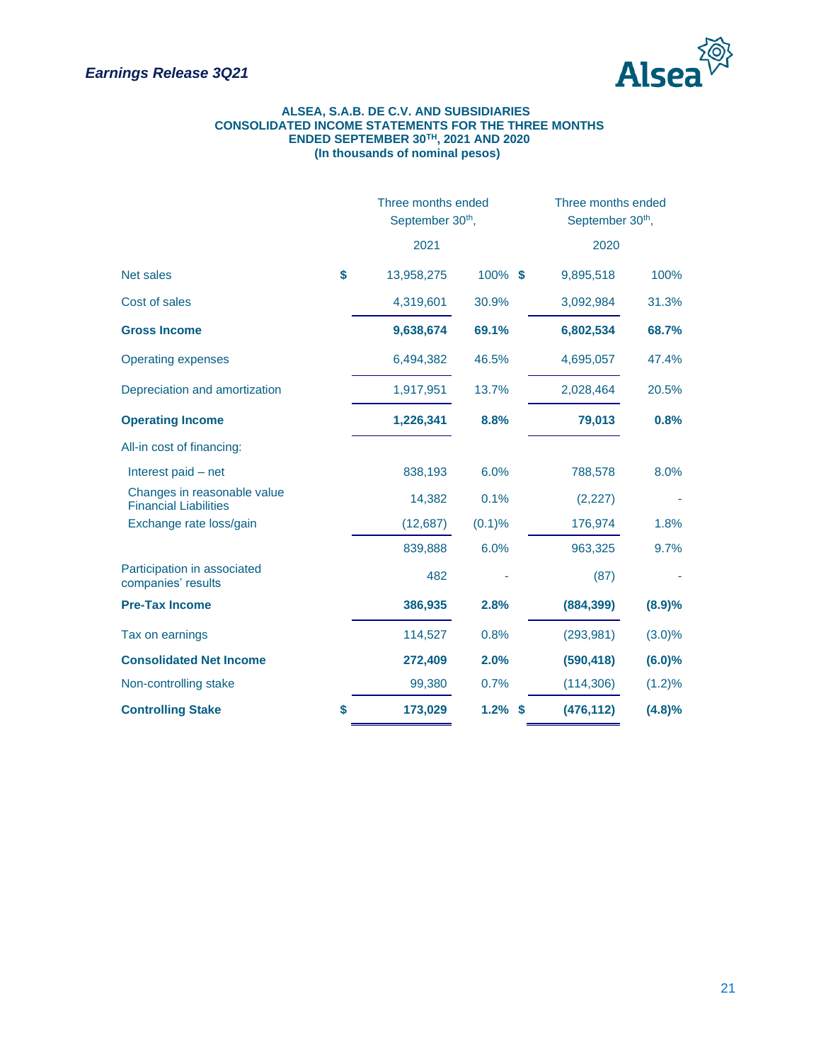**ALSEA, S.A.B. DE C.V. AND SUBSIDIARIES**
**CONSOLIDATED INCOME STATEMENTS FOR THE THREE MONTHS ENDED SEPTEMBER 30TH, 2021 AND 2020**
**(In thousands of nominal pesos)**

| | Three months ended September 30th, 2021 | | Three months ended September 30th, 2020 | |
|---|---|---|---|---|
| Net sales | $ 13,958,275 | 100% | $ 9,895,518 | 100% |
| Cost of sales | 4,319,601 | 30.9% | 3,092,984 | 31.3% |
| **Gross Income** | **9,638,674** | **69.1%** | **6,802,534** | **68.7%** |
| Operating expenses | 6,494,382 | 46.5% | 4,695,057 | 47.4% |
| Depreciation and amortization | 1,917,951 | 13.7% | 2,028,464 | 20.5% |
| **Operating Income** | **1,226,341** | **8.8%** | **79,013** | **0.8%** |
| All-in cost of financing: | | | | |
| Interest paid – net | 838,193 | 6.0% | 788,578 | 8.0% |
| Changes in reasonable value Financial Liabilities | 14,382 | 0.1% | (2,227) | - |
| Exchange rate loss/gain | (12,687) | (0.1)% | 176,974 | 1.8% |
| | 839,888 | 6.0% | 963,325 | 9.7% |
| Participation in associated companies' results | 482 | - | (87) | - |
| **Pre-Tax Income** | **386,935** | **2.8%** | **(884,399)** | **(8.9)%** |
| Tax on earnings | 114,527 | 0.8% | (293,981) | (3.0)% |
| **Consolidated Net Income** | **272,409** | **2.0%** | **(590,418)** | **(6.0)%** |
| Non-controlling stake | 99,380 | 0.7% | (114,306) | (1.2)% |
| **Controlling Stake** | **$ 173,029** | **1.2%** | **$ (476,112)** | **(4.8)%** |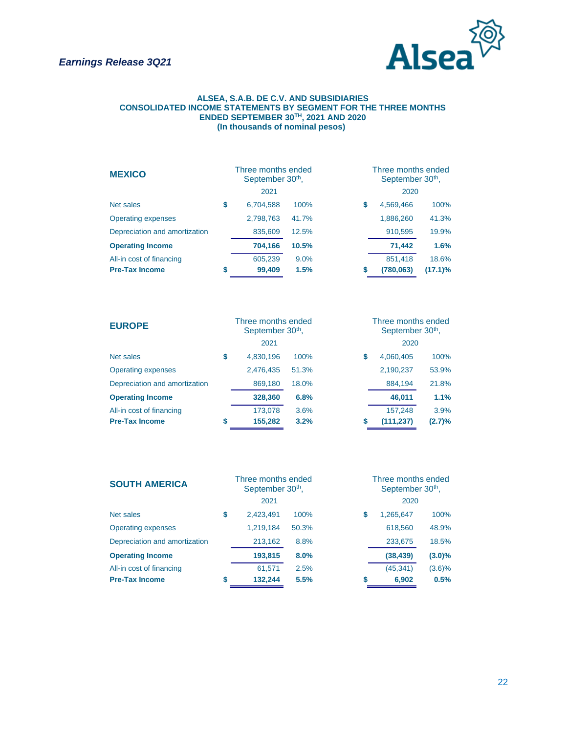## ALSEA, S.A.B. DE C.V. AND SUBSIDIARIES
## CONSOLIDATED INCOME STATEMENTS BY SEGMENT FOR THE THREE MONTHS ENDED SEPTEMBER 30TH, 2021 AND 2020
## (In thousands of nominal pesos)

| **MEXICO** | | Three months ended September 30th, 2021 | | | Three months ended September 30th, 2020 | |
|---|---|---|---|---|---|---|
| Net sales | $ | 6,704,588 | 100% | $ | 4,569,466 | 100% |
| Operating expenses | | 2,798,763 | 41.7% | | 1,886,260 | 41.3% |
| Depreciation and amortization | | 835,609 | 12.5% | | 910,595 | 19.9% |
| **Operating Income** | | **704,166** | **10.5%** | | **71,442** | **1.6%** |
| All-in cost of financing | | 605,239 | 9.0% | | 851,418 | 18.6% |
| **Pre-Tax Income** | $ | **99,409** | **1.5%** | $ | **(780,063)** | **(17.1)%** |

| **EUROPE** | | Three months ended September 30th, 2021 | | | Three months ended September 30th, 2020 | |
|---|---|---|---|---|---|---|
| Net sales | $ | 4,830,196 | 100% | $ | 4,060,405 | 100% |
| Operating expenses | | 2,476,435 | 51.3% | | 2,190,237 | 53.9% |
| Depreciation and amortization | | 869,180 | 18.0% | | 884,194 | 21.8% |
| **Operating Income** | | **328,360** | **6.8%** | | **46,011** | **1.1%** |
| All-in cost of financing | | 173,078 | 3.6% | | 157,248 | 3.9% |
| **Pre-Tax Income** | $ | **155,282** | **3.2%** | $ | **(111,237)** | **(2.7)%** |

| **SOUTH AMERICA** | | Three months ended September 30th, 2021 | | | Three months ended September 30th, 2020 | |
|---|---|---|---|---|---|---|
| Net sales | $ | 2,423,491 | 100% | $ | 1,265,647 | 100% |
| Operating expenses | | 1,219,184 | 50.3% | | 618,560 | 48.9% |
| Depreciation and amortization | | 213,162 | 8.8% | | 233,675 | 18.5% |
| **Operating Income** | | **193,815** | **8.0%** | | **(38,439)** | **(3.0)%** |
| All-in cost of financing | | 61,571 | 2.5% | | (45,341) | (3.6)% |
| **Pre-Tax Income** | $ | **132,244** | **5.5%** | $ | **6,902** | **0.5%** |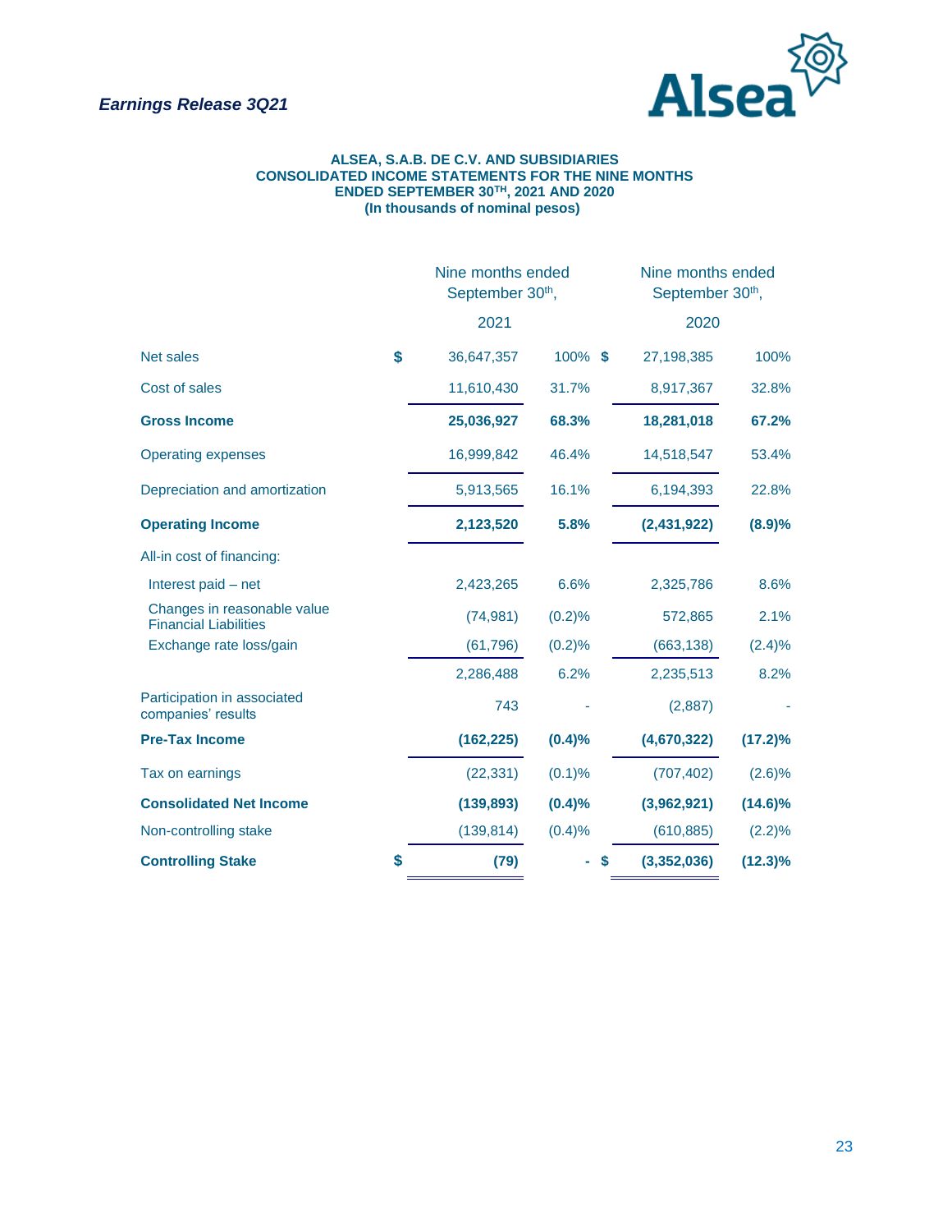**ALSEA, S.A.B. DE C.V. AND SUBSIDIARIES**
**CONSOLIDATED INCOME STATEMENTS FOR THE NINE MONTHS ENDED SEPTEMBER 30TH, 2021 AND 2020**
**(In thousands of nominal pesos)**

| | Nine months ended September 30th, 2021 | | Nine months ended September 30th, 2020 | |
|---|---|---|---|---|
| Net sales | $ 36,647,357 | 100% | $ 27,198,385 | 100% |
| Cost of sales | 11,610,430 | 31.7% | 8,917,367 | 32.8% |
| **Gross Income** | **25,036,927** | **68.3%** | **18,281,018** | **67.2%** |
| Operating expenses | 16,999,842 | 46.4% | 14,518,547 | 53.4% |
| Depreciation and amortization | 5,913,565 | 16.1% | 6,194,393 | 22.8% |
| **Operating Income** | **2,123,520** | **5.8%** | **(2,431,922)** | **(8.9)%** |
| All-in cost of financing: | | | | |
| Interest paid – net | 2,423,265 | 6.6% | 2,325,786 | 8.6% |
| Changes in reasonable value Financial Liabilities | (74,981) | (0.2)% | 572,865 | 2.1% |
| Exchange rate loss/gain | (61,796) | (0.2)% | (663,138) | (2.4)% |
| | 2,286,488 | 6.2% | 2,235,513 | 8.2% |
| Participation in associated companies' results | 743 | - | (2,887) | - |
| **Pre-Tax Income** | **(162,225)** | **(0.4)%** | **(4,670,322)** | **(17.2)%** |
| Tax on earnings | (22,331) | (0.1)% | (707,402) | (2.6)% |
| **Consolidated Net Income** | **(139,893)** | **(0.4)%** | **(3,962,921)** | **(14.6)%** |
| Non-controlling stake | (139,814) | (0.4)% | (610,885) | (2.2)% |
| **Controlling Stake** | **$ (79)** | **-** | **$ (3,352,036)** | **(12.3)%** |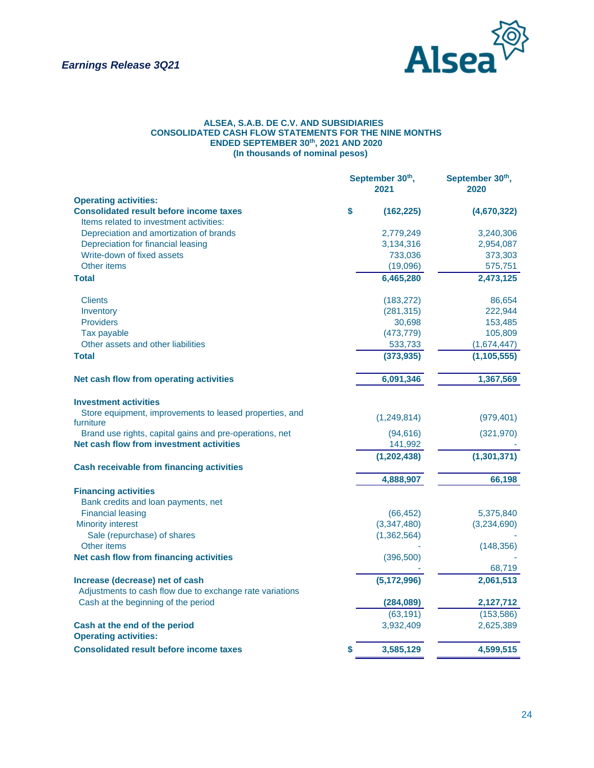*Earnings Release 3Q21*

**ALSEA, S.A.B. DE C.V. AND SUBSIDIARIES**
**CONSOLIDATED CASH FLOW STATEMENTS FOR THE NINE MONTHS ENDED SEPTEMBER 30th, 2021 AND 2020**
**(In thousands of nominal pesos)**

| | September 30th, 2021 | September 30th, 2020 |
|---|---|---|
| **Operating activities:** | | |
| **Consolidated result before income taxes** | $ **(162,225)** | **(4,670,322)** |
| Items related to investment activities: | | |
| Depreciation and amortization of brands | 2,779,249 | 3,240,306 |
| Depreciation for financial leasing | 3,134,316 | 2,954,087 |
| Write-down of fixed assets | 733,036 | 373,303 |
| Other items | (19,096) | 575,751 |
| **Total** | **6,465,280** | **2,473,125** |
| Clients | (183,272) | 86,654 |
| Inventory | (281,315) | 222,944 |
| Providers | 30,698 | 153,485 |
| Tax payable | (473,779) | 105,809 |
| Other assets and other liabilities | 533,733 | (1,674,447) |
| **Total** | **(373,935)** | **(1,105,555)** |
| **Net cash flow from operating activities** | **6,091,346** | **1,367,569** |
| **Investment activities** | | |
| Store equipment, improvements to leased properties, and furniture | (1,249,814) | (979,401) |
| Brand use rights, capital gains and pre-operations, net | (94,616) | (321,970) |
| **Net cash flow from investment activities** | 141,992 | - |
| | **(1,202,438)** | **(1,301,371)** |
| **Cash receivable from financing activities** | | |
| | **4,888,907** | **66,198** |
| **Financing activities** | | |
| Bank credits and loan payments, net | | |
| Financial leasing | (66,452) | 5,375,840 |
| Minority interest | (3,347,480) | (3,234,690) |
| Sale (repurchase) of shares | (1,362,564) | - |
| Other items | - | (148,356) |
| **Net cash flow from financing activities** | (396,500) | - |
| | - | 68,719 |
| **Increase (decrease) net of cash** | **(5,172,996)** | **2,061,513** |
| Adjustments to cash flow due to exchange rate variations | | |
| Cash at the beginning of the period | **(284,089)** | **2,127,712** |
| | (63,191) | (153,586) |
| **Cash at the end of the period** | 3,932,409 | 2,625,389 |
| **Operating activities:** | | |
| **Consolidated result before income taxes** | $ **3,585,129** | **4,599,515** |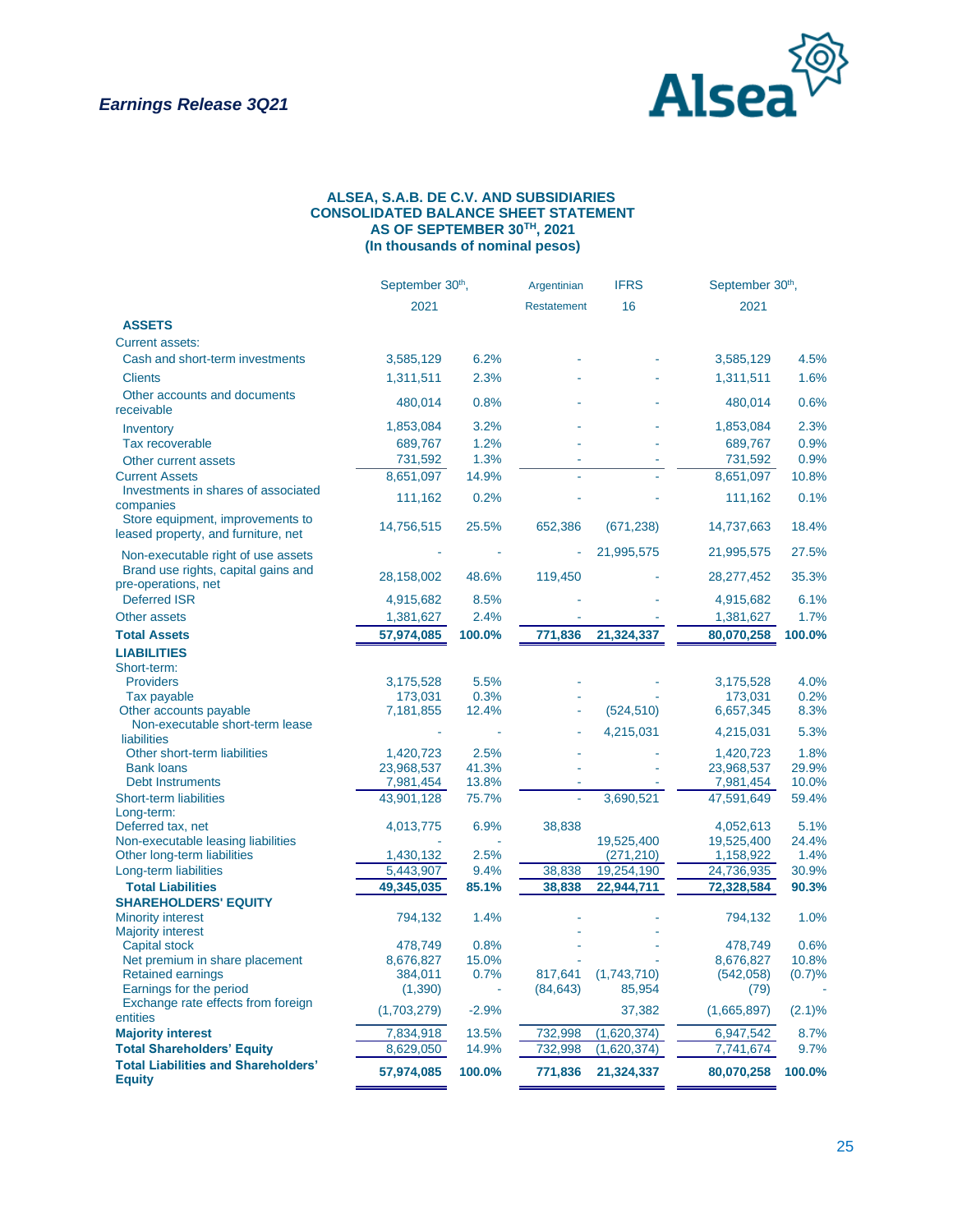**ALSEA, S.A.B. DE C.V. AND SUBSIDIARIES**
**CONSOLIDATED BALANCE SHEET STATEMENT**
**AS OF SEPTEMBER 30TH, 2021**
**(In thousands of nominal pesos)**

| | September 30th, 2021 | | Argentinian Restatement | IFRS 16 | September 30th, 2021 | |
|---|---|---|---|---|---|---|
| **ASSETS** | | | | | | |
| Current assets: | | | | | | |
| Cash and short-term investments | 3,585,129 | 6.2% | - | - | 3,585,129 | 4.5% |
| Clients | 1,311,511 | 2.3% | - | - | 1,311,511 | 1.6% |
| Other accounts and documents receivable | 480,014 | 0.8% | - | - | 480,014 | 0.6% |
| Inventory | 1,853,084 | 3.2% | - | - | 1,853,084 | 2.3% |
| Tax recoverable | 689,767 | 1.2% | - | - | 689,767 | 0.9% |
| Other current assets | 731,592 | 1.3% | - | - | 731,592 | 0.9% |
| Current Assets | 8,651,097 | 14.9% | - | - | 8,651,097 | 10.8% |
| Investments in shares of associated companies | 111,162 | 0.2% | - | - | 111,162 | 0.1% |
| Store equipment, improvements to leased property, and furniture, net | 14,756,515 | 25.5% | 652,386 | (671,238) | 14,737,663 | 18.4% |
| Non-executable right of use assets | - | - | - | 21,995,575 | 21,995,575 | 27.5% |
| Brand use rights, capital gains and pre-operations, net | 28,158,002 | 48.6% | 119,450 | - | 28,277,452 | 35.3% |
| Deferred ISR | 4,915,682 | 8.5% | - | - | 4,915,682 | 6.1% |
| Other assets | 1,381,627 | 2.4% | - | - | 1,381,627 | 1.7% |
| **Total Assets** | **57,974,085** | **100.0%** | **771,836** | **21,324,337** | **80,070,258** | **100.0%** |
| **LIABILITIES** | | | | | | |
| Short-term: | | | | | | |
| Providers | 3,175,528 | 5.5% | - | - | 3,175,528 | 4.0% |
| Tax payable | 173,031 | 0.3% | - | - | 173,031 | 0.2% |
| Other accounts payable | 7,181,855 | 12.4% | - | (524,510) | 6,657,345 | 8.3% |
| Non-executable short-term lease liabilities | - | - | - | 4,215,031 | 4,215,031 | 5.3% |
| Other short-term liabilities | 1,420,723 | 2.5% | - | - | 1,420,723 | 1.8% |
| Bank loans | 23,968,537 | 41.3% | - | - | 23,968,537 | 29.9% |
| Debt Instruments | 7,981,454 | 13.8% | - | - | 7,981,454 | 10.0% |
| Short-term liabilities | 43,901,128 | 75.7% | - | 3,690,521 | 47,591,649 | 59.4% |
| Long-term: | | | | | | |
| Deferred tax, net | 4,013,775 | 6.9% | 38,838 | | 4,052,613 | 5.1% |
| Non-executable leasing liabilities | - | - | | 19,525,400 | 19,525,400 | 24.4% |
| Other long-term liabilities | 1,430,132 | 2.5% | | (271,210) | 1,158,922 | 1.4% |
| Long-term liabilities | 5,443,907 | 9.4% | 38,838 | 19,254,190 | 24,736,935 | 30.9% |
| **Total Liabilities** | **49,345,035** | **85.1%** | **38,838** | **22,944,711** | **72,328,584** | **90.3%** |
| **SHAREHOLDERS' EQUITY** | | | | | | |
| Minority interest | 794,132 | 1.4% | - | - | 794,132 | 1.0% |
| Majority interest | | | - | - | | |
| Capital stock | 478,749 | 0.8% | - | - | 478,749 | 0.6% |
| Net premium in share placement | 8,676,827 | 15.0% | - | - | 8,676,827 | 10.8% |
| Retained earnings | 384,011 | 0.7% | 817,641 | (1,743,710) | (542,058) | (0.7)% |
| Earnings for the period | (1,390) | - | (84,643) | 85,954 | (79) | - |
| Exchange rate effects from foreign entities | (1,703,279) | -2.9% | | 37,382 | (1,665,897) | (2.1)% |
| **Majority interest** | 7,834,918 | 13.5% | 732,998 | (1,620,374) | 6,947,542 | 8.7% |
| **Total Shareholders' Equity** | 8,629,050 | 14.9% | 732,998 | (1,620,374) | 7,741,674 | 9.7% |
| **Total Liabilities and Shareholders' Equity** | **57,974,085** | **100.0%** | **771,836** | **21,324,337** | **80,070,258** | **100.0%** |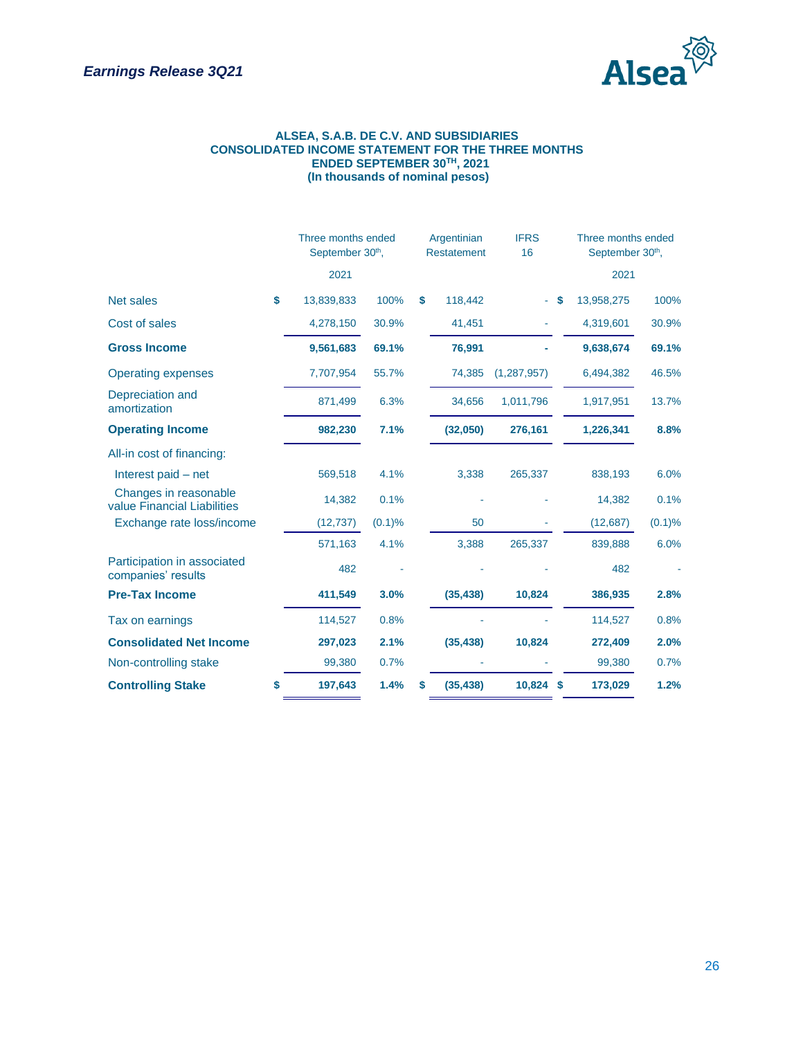## ALSEA, S.A.B. DE C.V. AND SUBSIDIARIES
## CONSOLIDATED INCOME STATEMENT FOR THE THREE MONTHS ENDED SEPTEMBER 30TH, 2021
## (In thousands of nominal pesos)

| | Three months ended September 30th, 2021 | | Argentinian Restatement | IFRS 16 | Three months ended September 30th, 2021 | |
|---|---|---|---|---|---|---|
| Net sales | $ 13,839,833 | 100% | $ 118,442 | - | $ 13,958,275 | 100% |
| Cost of sales | 4,278,150 | 30.9% | 41,451 | - | 4,319,601 | 30.9% |
| **Gross Income** | **9,561,683** | **69.1%** | **76,991** | **-** | **9,638,674** | **69.1%** |
| Operating expenses | 7,707,954 | 55.7% | 74,385 | (1,287,957) | 6,494,382 | 46.5% |
| Depreciation and amortization | 871,499 | 6.3% | 34,656 | 1,011,796 | 1,917,951 | 13.7% |
| **Operating Income** | **982,230** | **7.1%** | **(32,050)** | **276,161** | **1,226,341** | **8.8%** |
| All-in cost of financing: | | | | | | |
| Interest paid – net | 569,518 | 4.1% | 3,338 | 265,337 | 838,193 | 6.0% |
| Changes in reasonable value Financial Liabilities | 14,382 | 0.1% | - | - | 14,382 | 0.1% |
| Exchange rate loss/income | (12,737) | (0.1)% | 50 | - | (12,687) | (0.1)% |
| | 571,163 | 4.1% | 3,388 | 265,337 | 839,888 | 6.0% |
| Participation in associated companies' results | 482 | - | - | - | 482 | - |
| **Pre-Tax Income** | **411,549** | **3.0%** | **(35,438)** | **10,824** | **386,935** | **2.8%** |
| Tax on earnings | 114,527 | 0.8% | - | - | 114,527 | 0.8% |
| **Consolidated Net Income** | **297,023** | **2.1%** | **(35,438)** | **10,824** | **272,409** | **2.0%** |
| Non-controlling stake | 99,380 | 0.7% | - | - | 99,380 | 0.7% |
| **Controlling Stake** | **$ 197,643** | **1.4%** | **$ (35,438)** | **10,824** | **$ 173,029** | **1.2%** |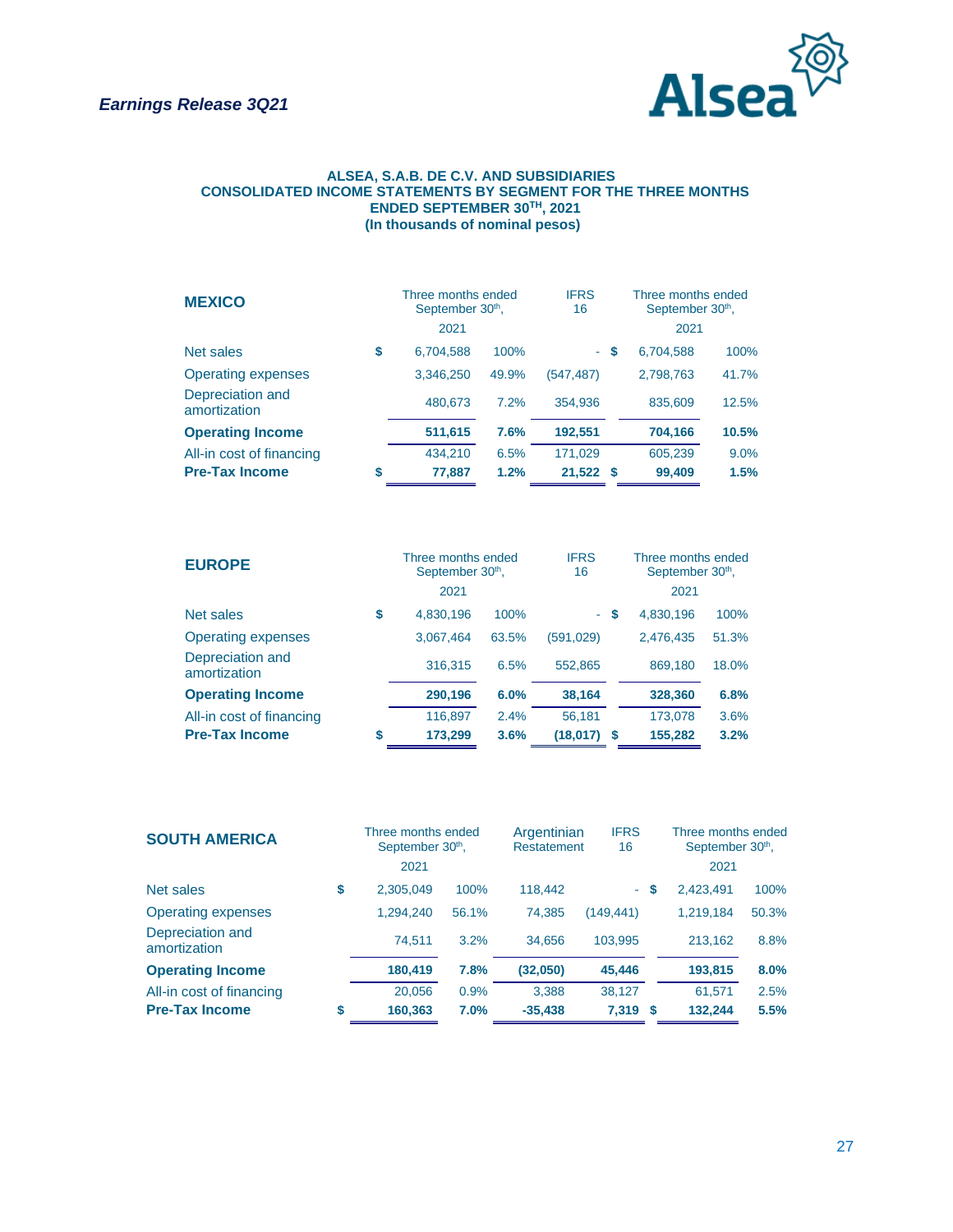**ALSEA, S.A.B. DE C.V. AND SUBSIDIARIES**
**CONSOLIDATED INCOME STATEMENTS BY SEGMENT FOR THE THREE MONTHS ENDED SEPTEMBER 30TH, 2021**
**(In thousands of nominal pesos)**

| **MEXICO** | | Three months ended September 30th, 2021 | | IFRS 16 | | Three months ended September 30th, 2021 | |
|---|---|---|---|---|---|---|---|
| Net sales | $ | 6,704,588 | 100% | - | $ | 6,704,588 | 100% |
| Operating expenses | | 3,346,250 | 49.9% | (547,487) | | 2,798,763 | 41.7% |
| Depreciation and amortization | | 480,673 | 7.2% | 354,936 | | 835,609 | 12.5% |
| **Operating Income** | | **511,615** | **7.6%** | **192,551** | | **704,166** | **10.5%** |
| All-in cost of financing | | 434,210 | 6.5% | 171,029 | | 605,239 | 9.0% |
| **Pre-Tax Income** | **$** | **77,887** | **1.2%** | **21,522** | **$** | **99,409** | **1.5%** |

| **EUROPE** | | Three months ended September 30th, 2021 | | IFRS 16 | | Three months ended September 30th, 2021 | |
|---|---|---|---|---|---|---|---|
| Net sales | $ | 4,830,196 | 100% | - | $ | 4,830,196 | 100% |
| Operating expenses | | 3,067,464 | 63.5% | (591,029) | | 2,476,435 | 51.3% |
| Depreciation and amortization | | 316,315 | 6.5% | 552,865 | | 869,180 | 18.0% |
| **Operating Income** | | **290,196** | **6.0%** | **38,164** | | **328,360** | **6.8%** |
| All-in cost of financing | | 116,897 | 2.4% | 56,181 | | 173,078 | 3.6% |
| **Pre-Tax Income** | **$** | **173,299** | **3.6%** | **(18,017)** | **$** | **155,282** | **3.2%** |

| **SOUTH AMERICA** | | Three months ended September 30th, 2021 | | Argentinian Restatement | IFRS 16 | | Three months ended September 30th, 2021 | |
|---|---|---|---|---|---|---|---|---|
| Net sales | $ | 2,305,049 | 100% | 118,442 | - | $ | 2,423,491 | 100% |
| Operating expenses | | 1,294,240 | 56.1% | 74,385 | (149,441) | | 1,219,184 | 50.3% |
| Depreciation and amortization | | 74,511 | 3.2% | 34,656 | 103,995 | | 213,162 | 8.8% |
| **Operating Income** | | **180,419** | **7.8%** | **(32,050)** | **45,446** | | **193,815** | **8.0%** |
| All-in cost of financing | | 20,056 | 0.9% | 3,388 | 38,127 | | 61,571 | 2.5% |
| **Pre-Tax Income** | **$** | **160,363** | **7.0%** | **-35,438** | **7,319** | **$** | **132,244** | **5.5%** |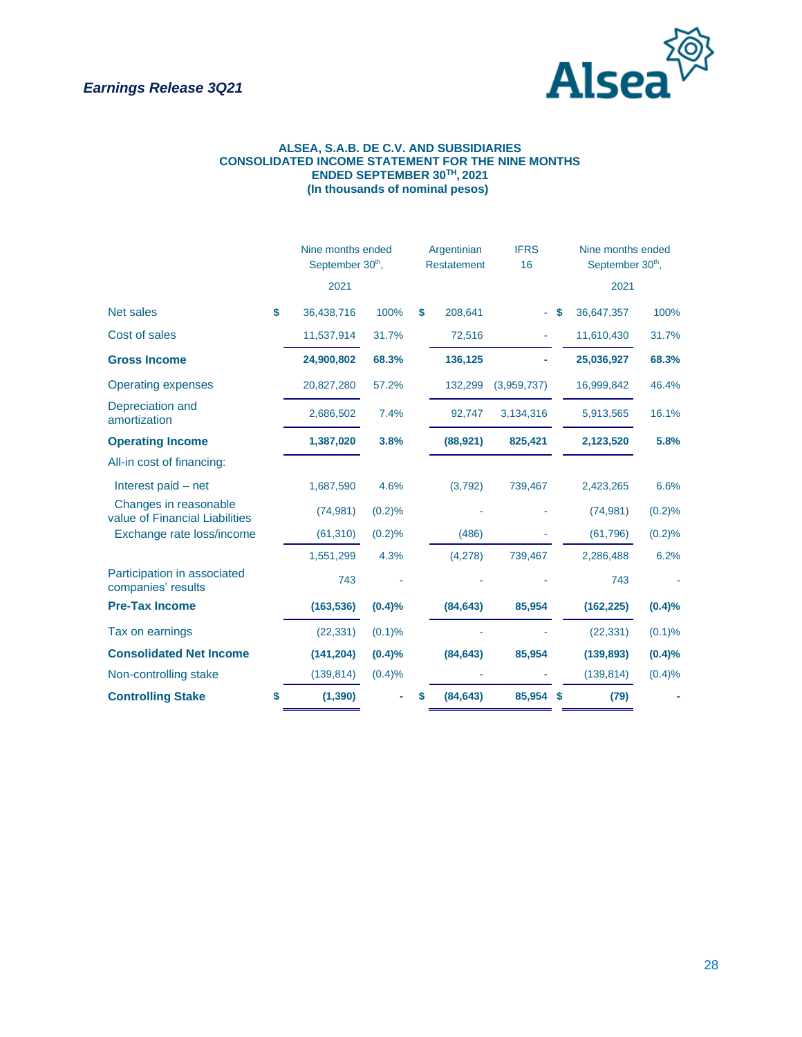# Earnings Release 3Q21

**ALSEA, S.A.B. DE C.V. AND SUBSIDIARIES**
**CONSOLIDATED INCOME STATEMENT FOR THE NINE MONTHS ENDED SEPTEMBER 30TH, 2021**
**(In thousands of nominal pesos)**

| | | Nine months ended September 30th, 2021 | | | Argentinian Restatement | IFRS 16 | | Nine months ended September 30th, 2021 | |
|---|---|---|---|---|---|---|---|---|---|
| Net sales | $ | 36,438,716 | 100% | $ | 208,641 | - | $ | 36,647,357 | 100% |
| Cost of sales | | 11,537,914 | 31.7% | | 72,516 | - | | 11,610,430 | 31.7% |
| **Gross Income** | | **24,900,802** | **68.3%** | | **136,125** | **-** | | **25,036,927** | **68.3%** |
| Operating expenses | | 20,827,280 | 57.2% | | 132,299 | (3,959,737) | | 16,999,842 | 46.4% |
| Depreciation and amortization | | 2,686,502 | 7.4% | | 92,747 | 3,134,316 | | 5,913,565 | 16.1% |
| **Operating Income** | | **1,387,020** | **3.8%** | | **(88,921)** | **825,421** | | **2,123,520** | **5.8%** |
| All-in cost of financing: | | | | | | | | | |
| Interest paid – net | | 1,687,590 | 4.6% | | (3,792) | 739,467 | | 2,423,265 | 6.6% |
| Changes in reasonable value of Financial Liabilities | | (74,981) | (0.2)% | | - | - | | (74,981) | (0.2)% |
| Exchange rate loss/income | | (61,310) | (0.2)% | | (486) | - | | (61,796) | (0.2)% |
| | | 1,551,299 | 4.3% | | (4,278) | 739,467 | | 2,286,488 | 6.2% |
| Participation in associated companies' results | | 743 | - | | - | - | | 743 | - |
| **Pre-Tax Income** | | **(163,536)** | **(0.4)%** | | **(84,643)** | **85,954** | | **(162,225)** | **(0.4)%** |
| Tax on earnings | | (22,331) | (0.1)% | | - | - | | (22,331) | (0.1)% |
| **Consolidated Net Income** | | **(141,204)** | **(0.4)%** | | **(84,643)** | **85,954** | | **(139,893)** | **(0.4)%** |
| Non-controlling stake | | (139,814) | (0.4)% | | - | - | | (139,814) | (0.4)% |
| **Controlling Stake** | **$** | **(1,390)** | **-** | **$** | **(84,643)** | **85,954** | **$** | **(79)** | **-** |